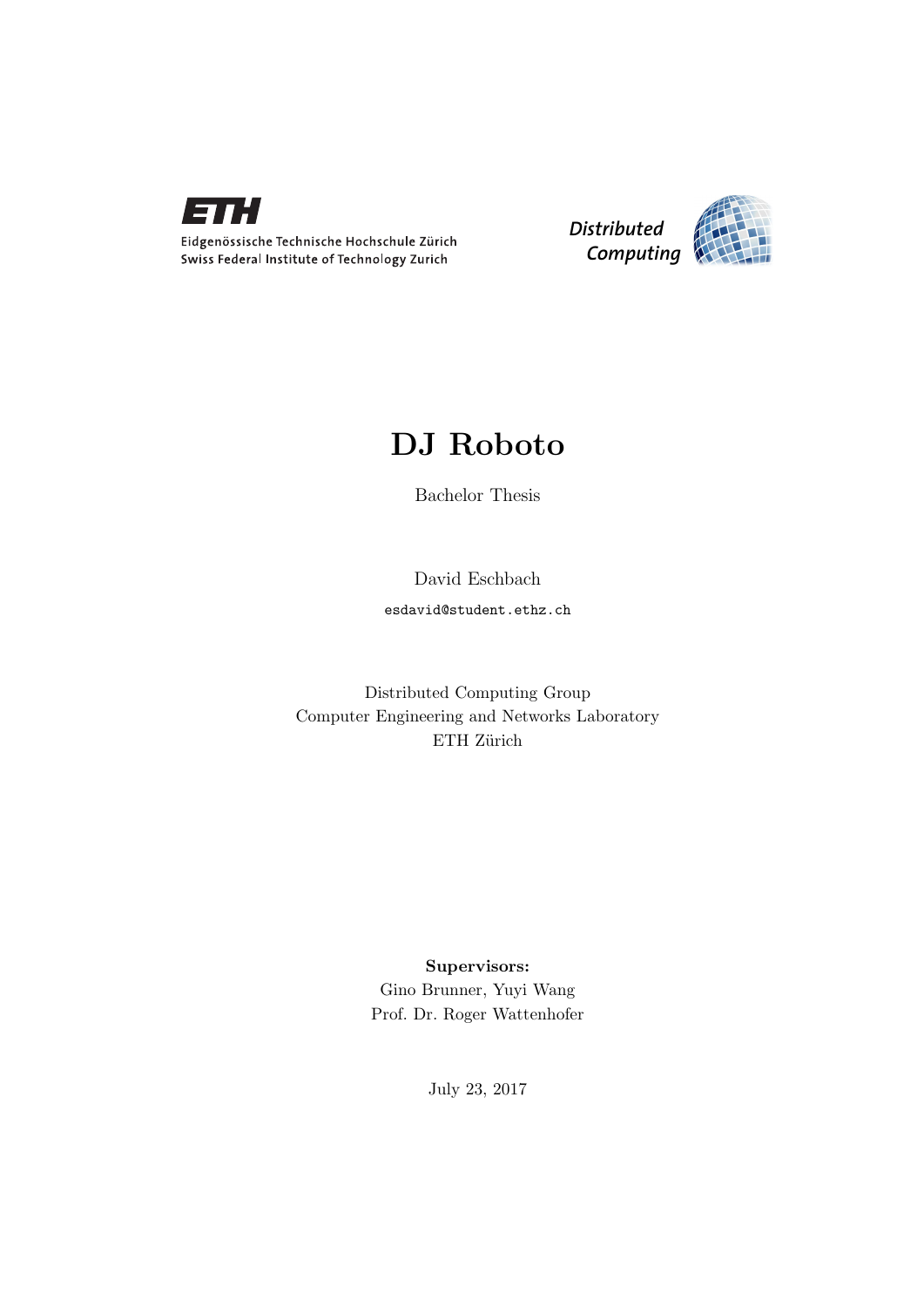Eidgenössische Technische Hochschule Zürich
Swiss Federal Institute of Technology Zurich

*Distributed Computing*

# DJ Roboto

Bachelor Thesis

David Eschbach

esdavid@student.ethz.ch

Distributed Computing Group
Computer Engineering and Networks Laboratory
ETH Zürich

**Supervisors:**
Gino Brunner, Yuyi Wang
Prof. Dr. Roger Wattenhofer

July 23, 2017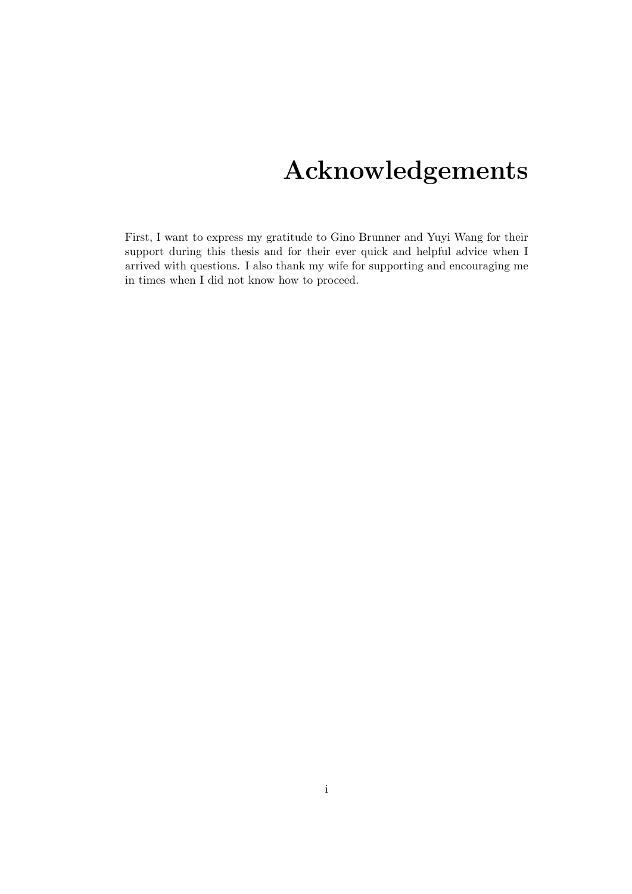# Acknowledgements

First, I want to express my gratitude to Gino Brunner and Yuyi Wang for their support during this thesis and for their ever quick and helpful advice when I arrived with questions. I also thank my wife for supporting and encouraging me in times when I did not know how to proceed.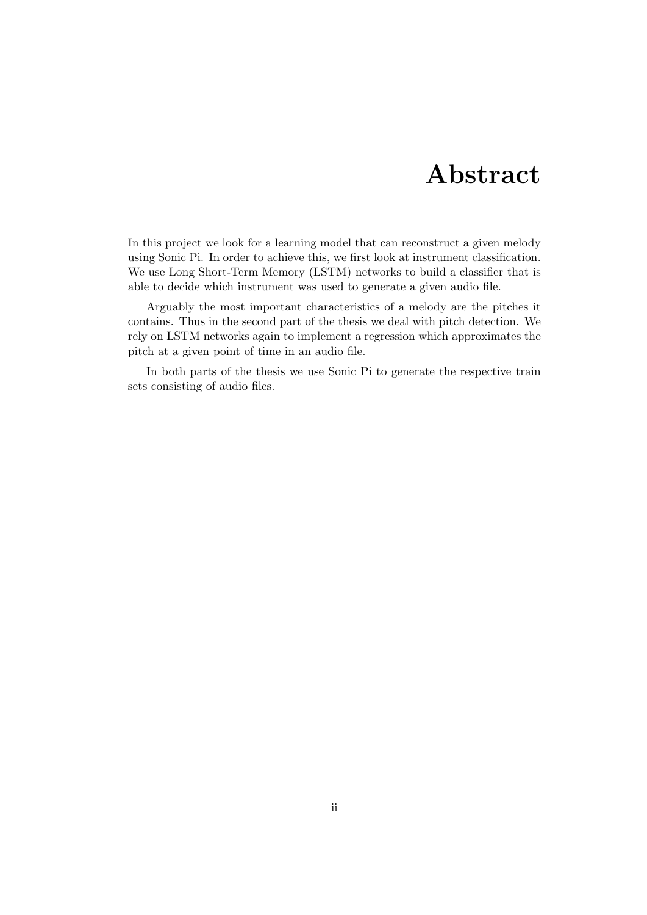# Abstract

In this project we look for a learning model that can reconstruct a given melody using Sonic Pi. In order to achieve this, we first look at instrument classification. We use Long Short-Term Memory (LSTM) networks to build a classifier that is able to decide which instrument was used to generate a given audio file.

Arguably the most important characteristics of a melody are the pitches it contains. Thus in the second part of the thesis we deal with pitch detection. We rely on LSTM networks again to implement a regression which approximates the pitch at a given point of time in an audio file.

In both parts of the thesis we use Sonic Pi to generate the respective train sets consisting of audio files.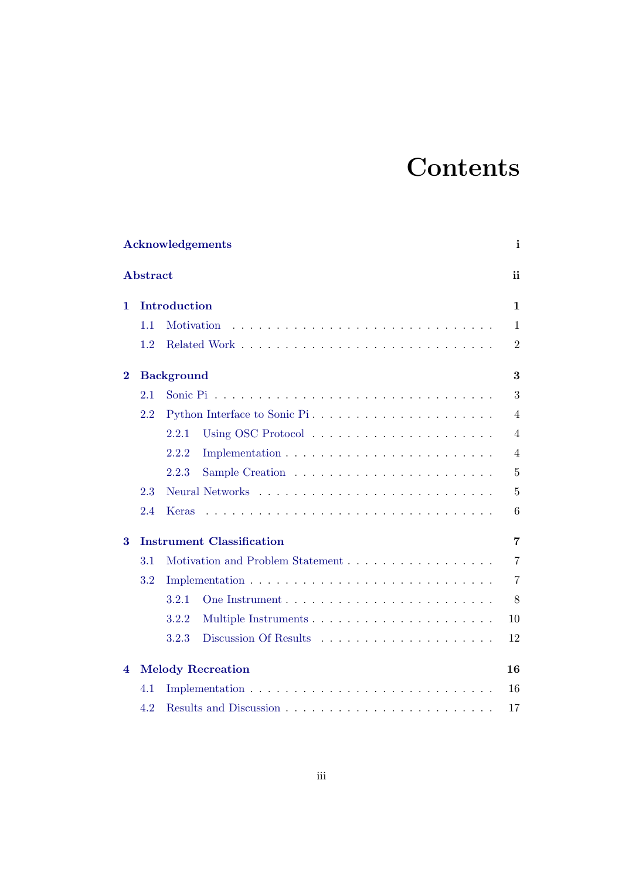# Contents

**Acknowledgements** **i**

**Abstract** **ii**

**1 Introduction** **1**

- 1.1 Motivation . . . . . . . . . . . . . . . . . . . . . . . . . . . . . 1
- 1.2 Related Work . . . . . . . . . . . . . . . . . . . . . . . . . . . . 2

**2 Background** **3**

- 2.1 Sonic Pi . . . . . . . . . . . . . . . . . . . . . . . . . . . . . . 3
- 2.2 Python Interface to Sonic Pi . . . . . . . . . . . . . . . . . . . . 4
  - 2.2.1 Using OSC Protocol . . . . . . . . . . . . . . . . . . . . 4
  - 2.2.2 Implementation . . . . . . . . . . . . . . . . . . . . . . . 4
  - 2.2.3 Sample Creation . . . . . . . . . . . . . . . . . . . . . . 5
- 2.3 Neural Networks . . . . . . . . . . . . . . . . . . . . . . . . . . 5
- 2.4 Keras . . . . . . . . . . . . . . . . . . . . . . . . . . . . . . . . 6

**3 Instrument Classification** **7**

- 3.1 Motivation and Problem Statement . . . . . . . . . . . . . . . . . 7
- 3.2 Implementation . . . . . . . . . . . . . . . . . . . . . . . . . . . 7
  - 3.2.1 One Instrument . . . . . . . . . . . . . . . . . . . . . . . 8
  - 3.2.2 Multiple Instruments . . . . . . . . . . . . . . . . . . . . 10
  - 3.2.3 Discussion Of Results . . . . . . . . . . . . . . . . . . . . 12

**4 Melody Recreation** **16**

- 4.1 Implementation . . . . . . . . . . . . . . . . . . . . . . . . . . . 16
- 4.2 Results and Discussion . . . . . . . . . . . . . . . . . . . . . . . 17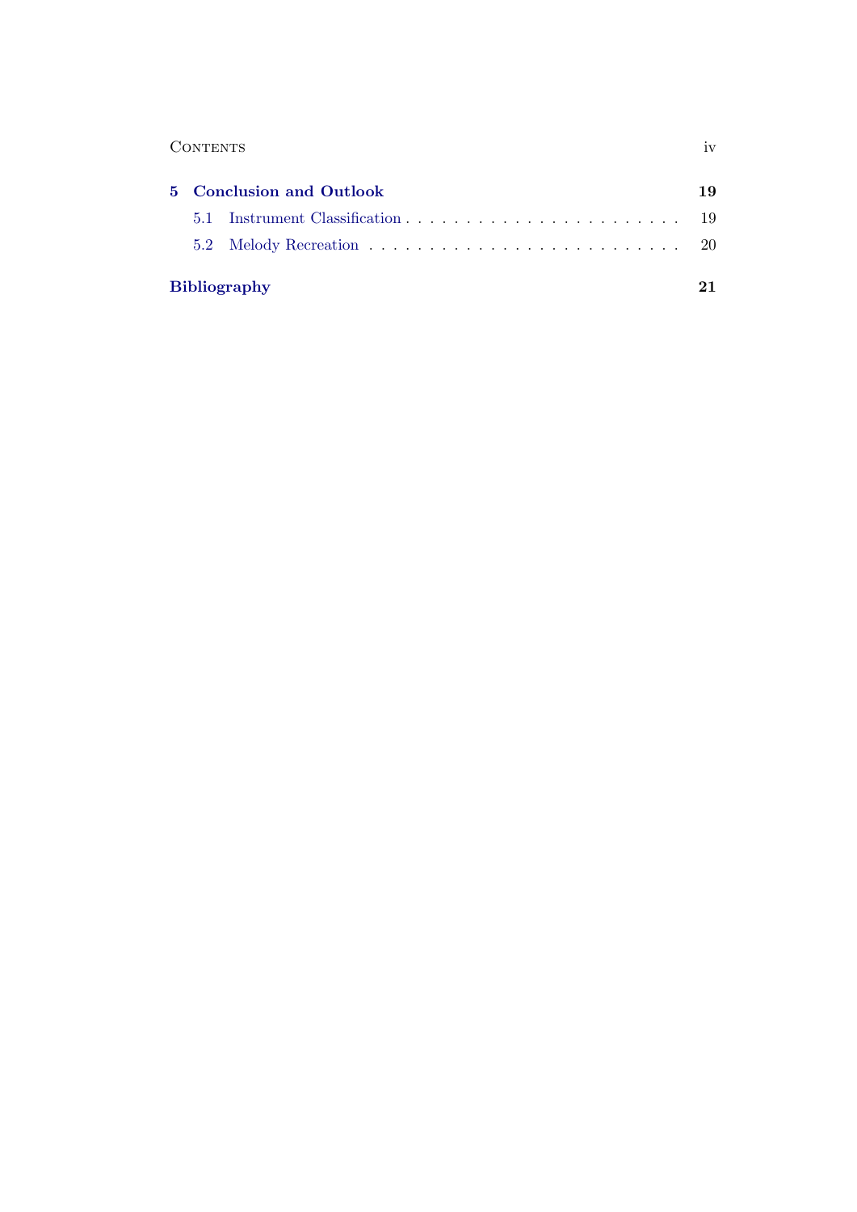**5 Conclusion and Outlook** **19**

- 5.1 Instrument Classification . . . . . . . . . . . . . . . . . . . . . . . 19
- 5.2 Melody Recreation . . . . . . . . . . . . . . . . . . . . . . . . . . 20

**Bibliography** **21**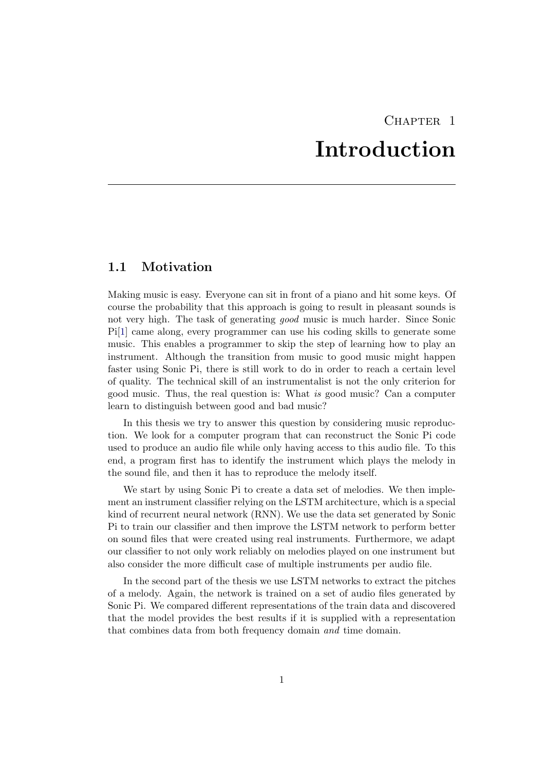# Chapter 1

# Introduction

## 1.1 Motivation

Making music is easy. Everyone can sit in front of a piano and hit some keys. Of course the probability that this approach is going to result in pleasant sounds is not very high. The task of generating *good* music is much harder. Since Sonic Pi[1] came along, every programmer can use his coding skills to generate some music. This enables a programmer to skip the step of learning how to play an instrument. Although the transition from music to good music might happen faster using Sonic Pi, there is still work to do in order to reach a certain level of quality. The technical skill of an instrumentalist is not the only criterion for good music. Thus, the real question is: What *is* good music? Can a computer learn to distinguish between good and bad music?

In this thesis we try to answer this question by considering music reproduction. We look for a computer program that can reconstruct the Sonic Pi code used to produce an audio file while only having access to this audio file. To this end, a program first has to identify the instrument which plays the melody in the sound file, and then it has to reproduce the melody itself.

We start by using Sonic Pi to create a data set of melodies. We then implement an instrument classifier relying on the LSTM architecture, which is a special kind of recurrent neural network (RNN). We use the data set generated by Sonic Pi to train our classifier and then improve the LSTM network to perform better on sound files that were created using real instruments. Furthermore, we adapt our classifier to not only work reliably on melodies played on one instrument but also consider the more difficult case of multiple instruments per audio file.

In the second part of the thesis we use LSTM networks to extract the pitches of a melody. Again, the network is trained on a set of audio files generated by Sonic Pi. We compared different representations of the train data and discovered that the model provides the best results if it is supplied with a representation that combines data from both frequency domain *and* time domain.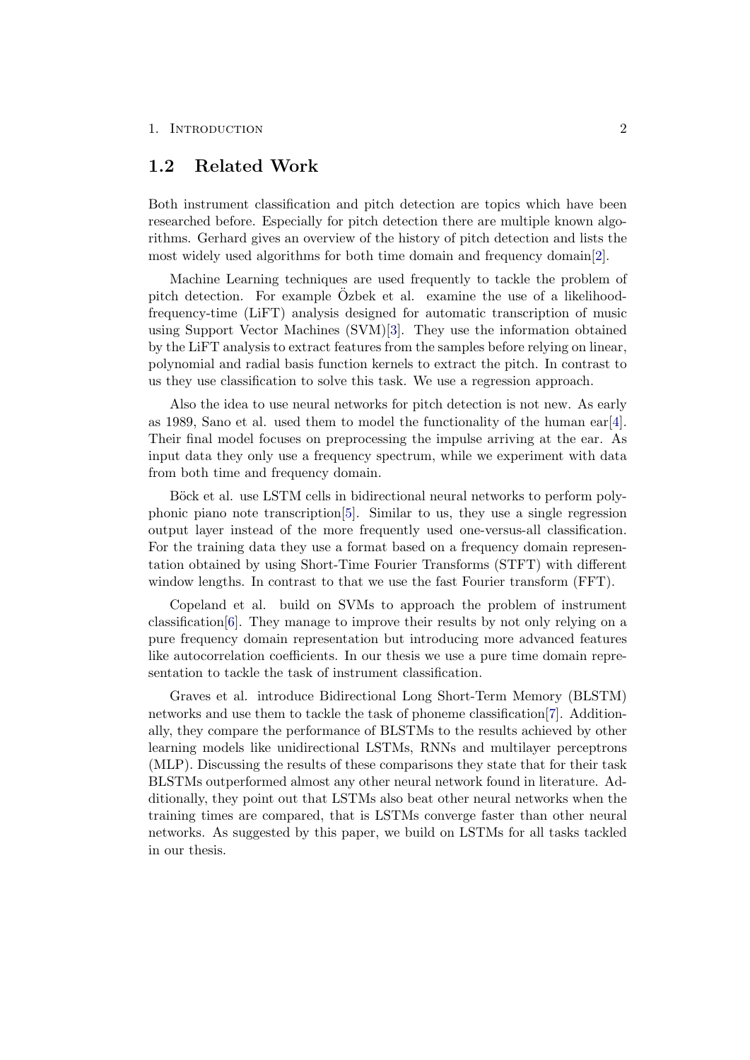## 1.2 Related Work

Both instrument classification and pitch detection are topics which have been researched before. Especially for pitch detection there are multiple known algorithms. Gerhard gives an overview of the history of pitch detection and lists the most widely used algorithms for both time domain and frequency domain[2].

Machine Learning techniques are used frequently to tackle the problem of pitch detection. For example Özbek et al. examine the use of a likelihood-frequency-time (LiFT) analysis designed for automatic transcription of music using Support Vector Machines (SVM)[3]. They use the information obtained by the LiFT analysis to extract features from the samples before relying on linear, polynomial and radial basis function kernels to extract the pitch. In contrast to us they use classification to solve this task. We use a regression approach.

Also the idea to use neural networks for pitch detection is not new. As early as 1989, Sano et al. used them to model the functionality of the human ear[4]. Their final model focuses on preprocessing the impulse arriving at the ear. As input data they only use a frequency spectrum, while we experiment with data from both time and frequency domain.

Böck et al. use LSTM cells in bidirectional neural networks to perform polyphonic piano note transcription[5]. Similar to us, they use a single regression output layer instead of the more frequently used one-versus-all classification. For the training data they use a format based on a frequency domain representation obtained by using Short-Time Fourier Transforms (STFT) with different window lengths. In contrast to that we use the fast Fourier transform (FFT).

Copeland et al. build on SVMs to approach the problem of instrument classification[6]. They manage to improve their results by not only relying on a pure frequency domain representation but introducing more advanced features like autocorrelation coefficients. In our thesis we use a pure time domain representation to tackle the task of instrument classification.

Graves et al. introduce Bidirectional Long Short-Term Memory (BLSTM) networks and use them to tackle the task of phoneme classification[7]. Additionally, they compare the performance of BLSTMs to the results achieved by other learning models like unidirectional LSTMs, RNNs and multilayer perceptrons (MLP). Discussing the results of these comparisons they state that for their task BLSTMs outperformed almost any other neural network found in literature. Additionally, they point out that LSTMs also beat other neural networks when the training times are compared, that is LSTMs converge faster than other neural networks. As suggested by this paper, we build on LSTMs for all tasks tackled in our thesis.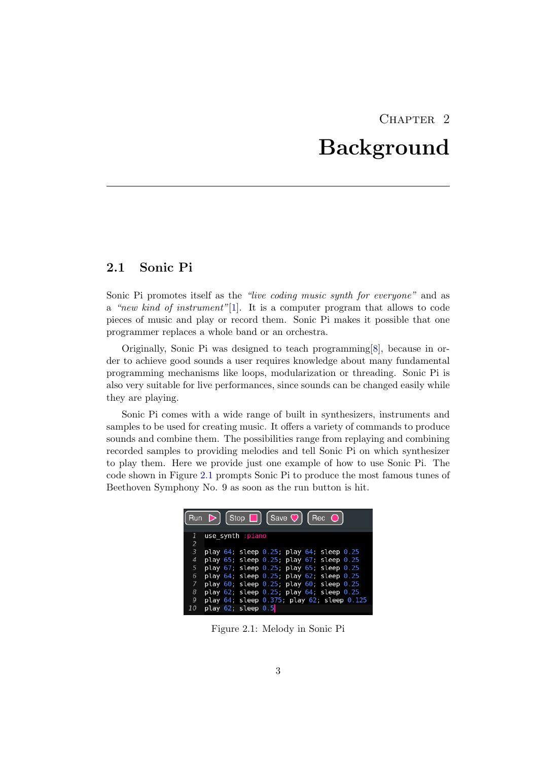# Chapter 2

# Background

## 2.1 Sonic Pi

Sonic Pi promotes itself as the *"live coding music synth for everyone"* and as a *"new kind of instrument"*[1]. It is a computer program that allows to code pieces of music and play or record them. Sonic Pi makes it possible that one programmer replaces a whole band or an orchestra.

Originally, Sonic Pi was designed to teach programming[8], because in order to achieve good sounds a user requires knowledge about many fundamental programming mechanisms like loops, modularization or threading. Sonic Pi is also very suitable for live performances, since sounds can be changed easily while they are playing.

Sonic Pi comes with a wide range of built in synthesizers, instruments and samples to be used for creating music. It offers a variety of commands to produce sounds and combine them. The possibilities range from replaying and combining recorded samples to providing melodies and tell Sonic Pi on which synthesizer to play them. Here we provide just one example of how to use Sonic Pi. The code shown in Figure 2.1 prompts Sonic Pi to produce the most famous tunes of Beethoven Symphony No. 9 as soon as the run button is hit.

```
use_synth :piano

play 64; sleep 0.25; play 64; sleep 0.25
play 65; sleep 0.25; play 67; sleep 0.25
play 67; sleep 0.25; play 65; sleep 0.25
play 64; sleep 0.25; play 62; sleep 0.25
play 60; sleep 0.25; play 60; sleep 0.25
play 62; sleep 0.25; play 64; sleep 0.25
play 64; sleep 0.375; play 62; sleep 0.125
play 62; sleep 0.5
```

Figure 2.1: Melody in Sonic Pi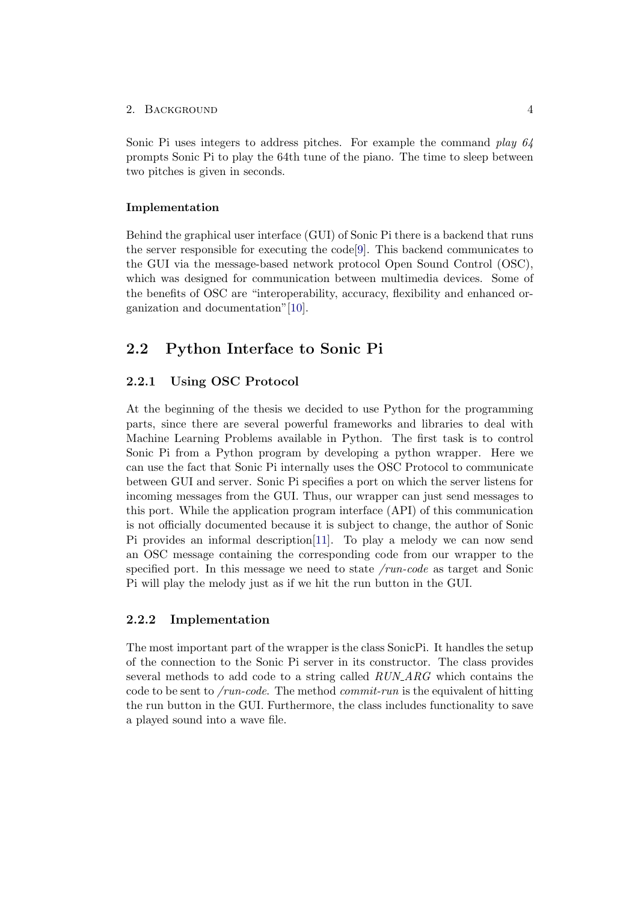Sonic Pi uses integers to address pitches. For example the command *play 64* prompts Sonic Pi to play the 64th tune of the piano. The time to sleep between two pitches is given in seconds.

**Implementation**

Behind the graphical user interface (GUI) of Sonic Pi there is a backend that runs the server responsible for executing the code[9]. This backend communicates to the GUI via the message-based network protocol Open Sound Control (OSC), which was designed for communication between multimedia devices. Some of the benefits of OSC are "interoperability, accuracy, flexibility and enhanced organization and documentation"[10].

## 2.2 Python Interface to Sonic Pi

### 2.2.1 Using OSC Protocol

At the beginning of the thesis we decided to use Python for the programming parts, since there are several powerful frameworks and libraries to deal with Machine Learning Problems available in Python. The first task is to control Sonic Pi from a Python program by developing a python wrapper. Here we can use the fact that Sonic Pi internally uses the OSC Protocol to communicate between GUI and server. Sonic Pi specifies a port on which the server listens for incoming messages from the GUI. Thus, our wrapper can just send messages to this port. While the application program interface (API) of this communication is not officially documented because it is subject to change, the author of Sonic Pi provides an informal description[11]. To play a melody we can now send an OSC message containing the corresponding code from our wrapper to the specified port. In this message we need to state */run-code* as target and Sonic Pi will play the melody just as if we hit the run button in the GUI.

### 2.2.2 Implementation

The most important part of the wrapper is the class SonicPi. It handles the setup of the connection to the Sonic Pi server in its constructor. The class provides several methods to add code to a string called *RUN_ARG* which contains the code to be sent to */run-code*. The method *commit-run* is the equivalent of hitting the run button in the GUI. Furthermore, the class includes functionality to save a played sound into a wave file.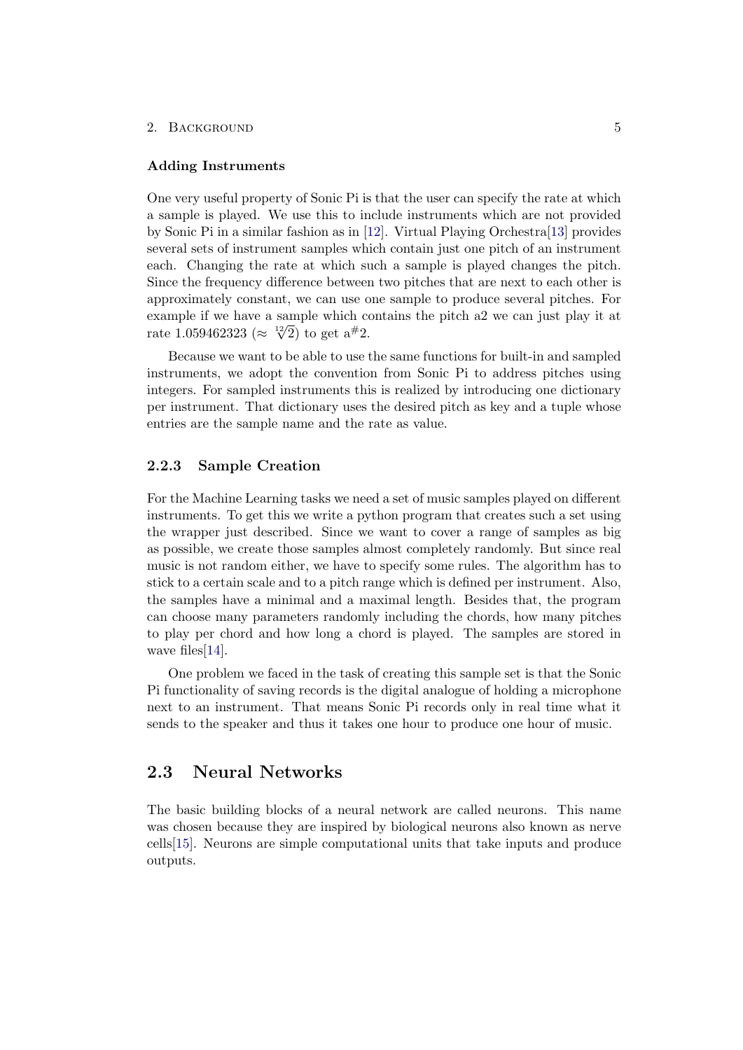#### Adding Instruments

One very useful property of Sonic Pi is that the user can specify the rate at which a sample is played. We use this to include instruments which are not provided by Sonic Pi in a similar fashion as in [12]. Virtual Playing Orchestra[13] provides several sets of instrument samples which contain just one pitch of an instrument each. Changing the rate at which such a sample is played changes the pitch. Since the frequency difference between two pitches that are next to each other is approximately constant, we can use one sample to produce several pitches. For example if we have a sample which contains the pitch a2 we can just play it at rate 1.059462323 ($\approx \sqrt[12]{2}$) to get a$^{\#}$2.

Because we want to be able to use the same functions for built-in and sampled instruments, we adopt the convention from Sonic Pi to address pitches using integers. For sampled instruments this is realized by introducing one dictionary per instrument. That dictionary uses the desired pitch as key and a tuple whose entries are the sample name and the rate as value.

### 2.2.3 Sample Creation

For the Machine Learning tasks we need a set of music samples played on different instruments. To get this we write a python program that creates such a set using the wrapper just described. Since we want to cover a range of samples as big as possible, we create those samples almost completely randomly. But since real music is not random either, we have to specify some rules. The algorithm has to stick to a certain scale and to a pitch range which is defined per instrument. Also, the samples have a minimal and a maximal length. Besides that, the program can choose many parameters randomly including the chords, how many pitches to play per chord and how long a chord is played. The samples are stored in wave files[14].

One problem we faced in the task of creating this sample set is that the Sonic Pi functionality of saving records is the digital analogue of holding a microphone next to an instrument. That means Sonic Pi records only in real time what it sends to the speaker and thus it takes one hour to produce one hour of music.

## 2.3 Neural Networks

The basic building blocks of a neural network are called neurons. This name was chosen because they are inspired by biological neurons also known as nerve cells[15]. Neurons are simple computational units that take inputs and produce outputs.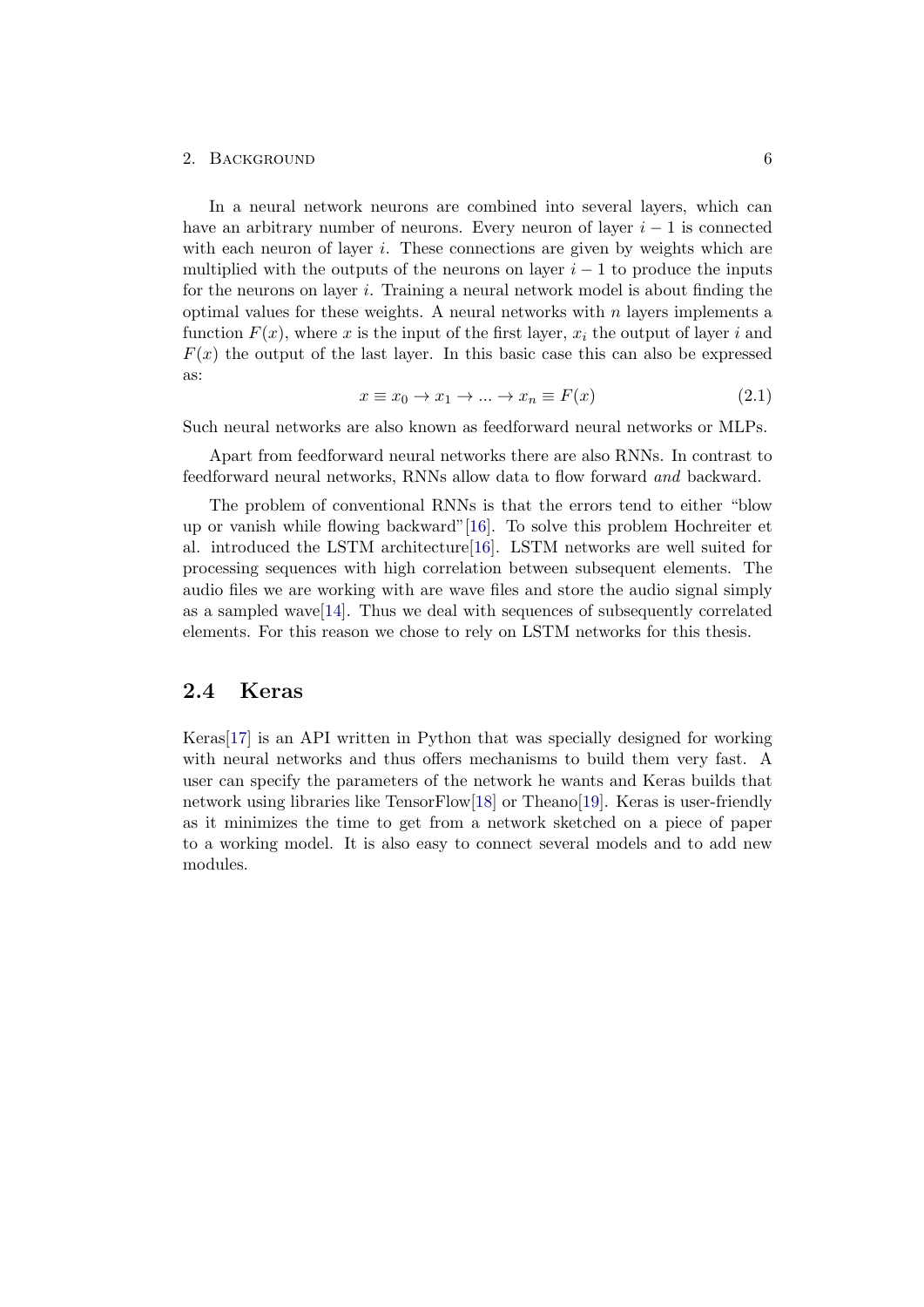In a neural network neurons are combined into several layers, which can have an arbitrary number of neurons. Every neuron of layer $i-1$ is connected with each neuron of layer $i$. These connections are given by weights which are multiplied with the outputs of the neurons on layer $i-1$ to produce the inputs for the neurons on layer $i$. Training a neural network model is about finding the optimal values for these weights. A neural networks with $n$ layers implements a function $F(x)$, where $x$ is the input of the first layer, $x_i$ the output of layer $i$ and $F(x)$ the output of the last layer. In this basic case this can also be expressed as:

$$x \equiv x_0 \rightarrow x_1 \rightarrow ... \rightarrow x_n \equiv F(x) \tag{2.1}$$

Such neural networks are also known as feedforward neural networks or MLPs.

Apart from feedforward neural networks there are also RNNs. In contrast to feedforward neural networks, RNNs allow data to flow forward *and* backward.

The problem of conventional RNNs is that the errors tend to either "blow up or vanish while flowing backward"[16]. To solve this problem Hochreiter et al. introduced the LSTM architecture[16]. LSTM networks are well suited for processing sequences with high correlation between subsequent elements. The audio files we are working with are wave files and store the audio signal simply as a sampled wave[14]. Thus we deal with sequences of subsequently correlated elements. For this reason we chose to rely on LSTM networks for this thesis.

## 2.4 Keras

Keras[17] is an API written in Python that was specially designed for working with neural networks and thus offers mechanisms to build them very fast. A user can specify the parameters of the network he wants and Keras builds that network using libraries like TensorFlow[18] or Theano[19]. Keras is user-friendly as it minimizes the time to get from a network sketched on a piece of paper to a working model. It is also easy to connect several models and to add new modules.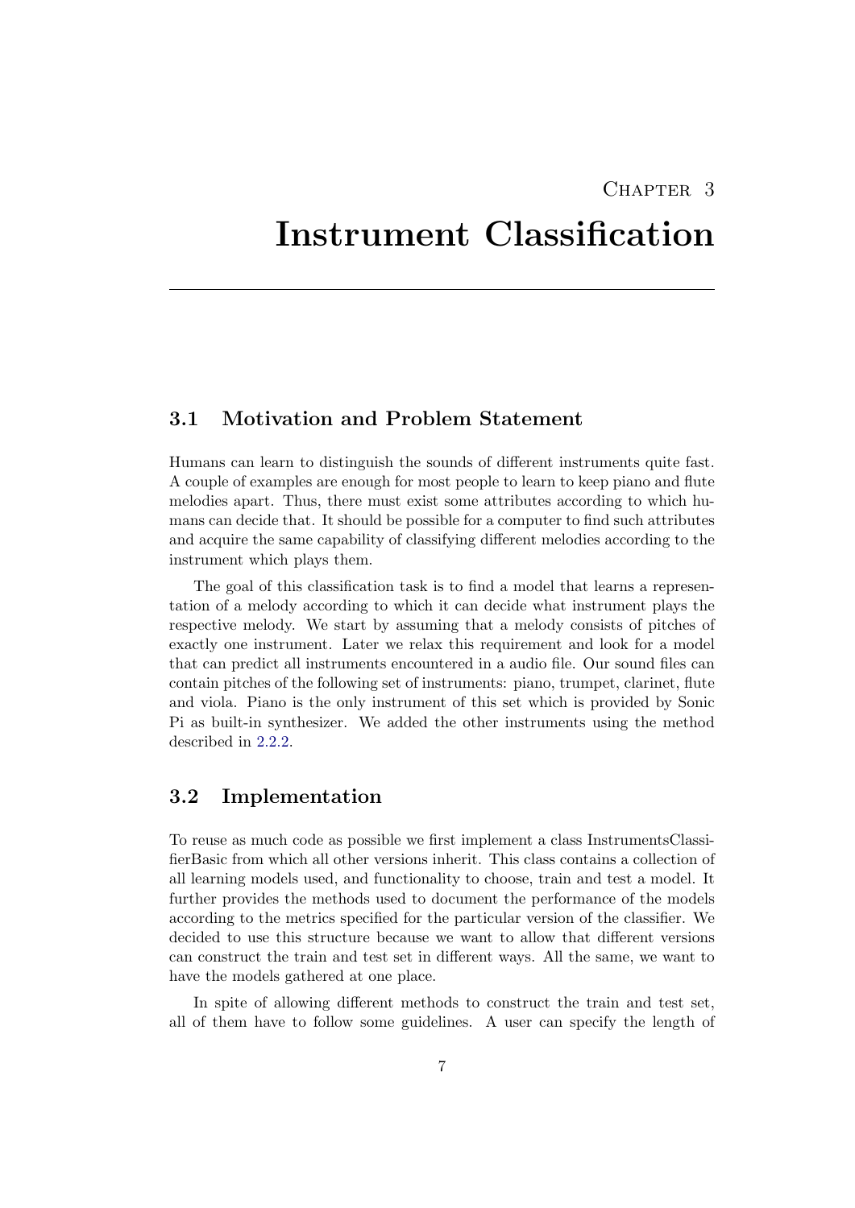# Chapter 3

# Instrument Classification

## 3.1 Motivation and Problem Statement

Humans can learn to distinguish the sounds of different instruments quite fast. A couple of examples are enough for most people to learn to keep piano and flute melodies apart. Thus, there must exist some attributes according to which humans can decide that. It should be possible for a computer to find such attributes and acquire the same capability of classifying different melodies according to the instrument which plays them.

The goal of this classification task is to find a model that learns a representation of a melody according to which it can decide what instrument plays the respective melody. We start by assuming that a melody consists of pitches of exactly one instrument. Later we relax this requirement and look for a model that can predict all instruments encountered in a audio file. Our sound files can contain pitches of the following set of instruments: piano, trumpet, clarinet, flute and viola. Piano is the only instrument of this set which is provided by Sonic Pi as built-in synthesizer. We added the other instruments using the method described in 2.2.2.

## 3.2 Implementation

To reuse as much code as possible we first implement a class InstrumentsClassifierBasic from which all other versions inherit. This class contains a collection of all learning models used, and functionality to choose, train and test a model. It further provides the methods used to document the performance of the models according to the metrics specified for the particular version of the classifier. We decided to use this structure because we want to allow that different versions can construct the train and test set in different ways. All the same, we want to have the models gathered at one place.

In spite of allowing different methods to construct the train and test set, all of them have to follow some guidelines. A user can specify the length of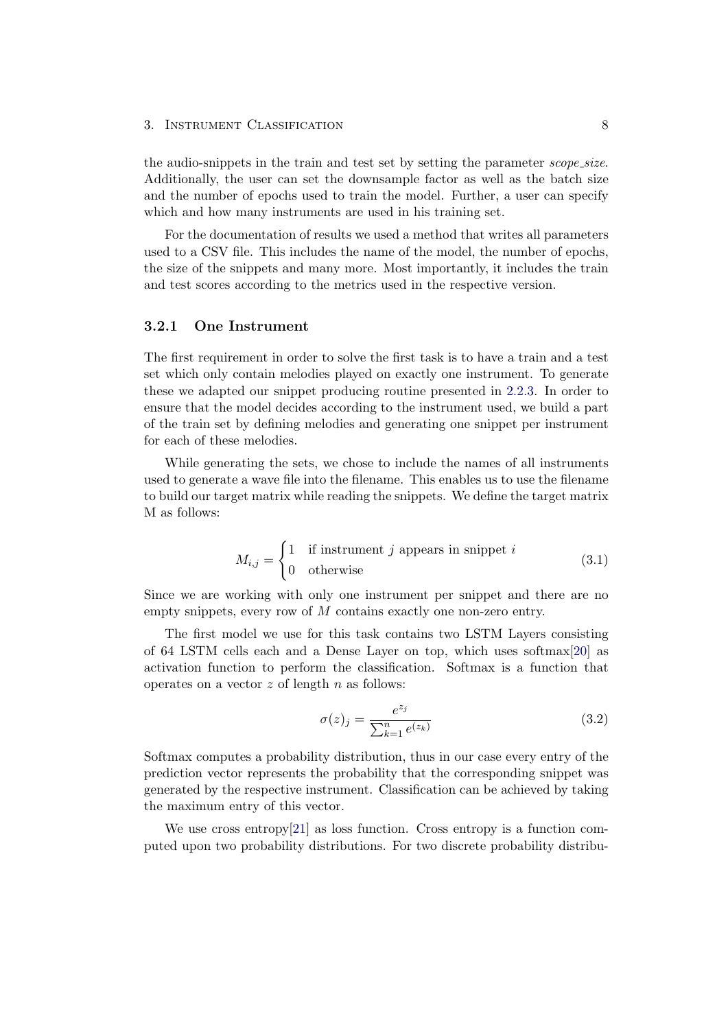the audio-snippets in the train and test set by setting the parameter *scope_size*. Additionally, the user can set the downsample factor as well as the batch size and the number of epochs used to train the model. Further, a user can specify which and how many instruments are used in his training set.

For the documentation of results we used a method that writes all parameters used to a CSV file. This includes the name of the model, the number of epochs, the size of the snippets and many more. Most importantly, it includes the train and test scores according to the metrics used in the respective version.

### 3.2.1 One Instrument

The first requirement in order to solve the first task is to have a train and a test set which only contain melodies played on exactly one instrument. To generate these we adapted our snippet producing routine presented in 2.2.3. In order to ensure that the model decides according to the instrument used, we build a part of the train set by defining melodies and generating one snippet per instrument for each of these melodies.

While generating the sets, we chose to include the names of all instruments used to generate a wave file into the filename. This enables us to use the filename to build our target matrix while reading the snippets. We define the target matrix M as follows:

$$M_{i,j} = \begin{cases} 1 & \text{if instrument } j \text{ appears in snippet } i \\ 0 & \text{otherwise} \end{cases} \tag{3.1}$$

Since we are working with only one instrument per snippet and there are no empty snippets, every row of $M$ contains exactly one non-zero entry.

The first model we use for this task contains two LSTM Layers consisting of 64 LSTM cells each and a Dense Layer on top, which uses softmax[20] as activation function to perform the classification. Softmax is a function that operates on a vector $z$ of length $n$ as follows:

$$\sigma(z)_j = \frac{e^{z_j}}{\sum_{k=1}^{n} e^{(z_k)}} \tag{3.2}$$

Softmax computes a probability distribution, thus in our case every entry of the prediction vector represents the probability that the corresponding snippet was generated by the respective instrument. Classification can be achieved by taking the maximum entry of this vector.

We use cross entropy[21] as loss function. Cross entropy is a function computed upon two probability distributions. For two discrete probability distribu-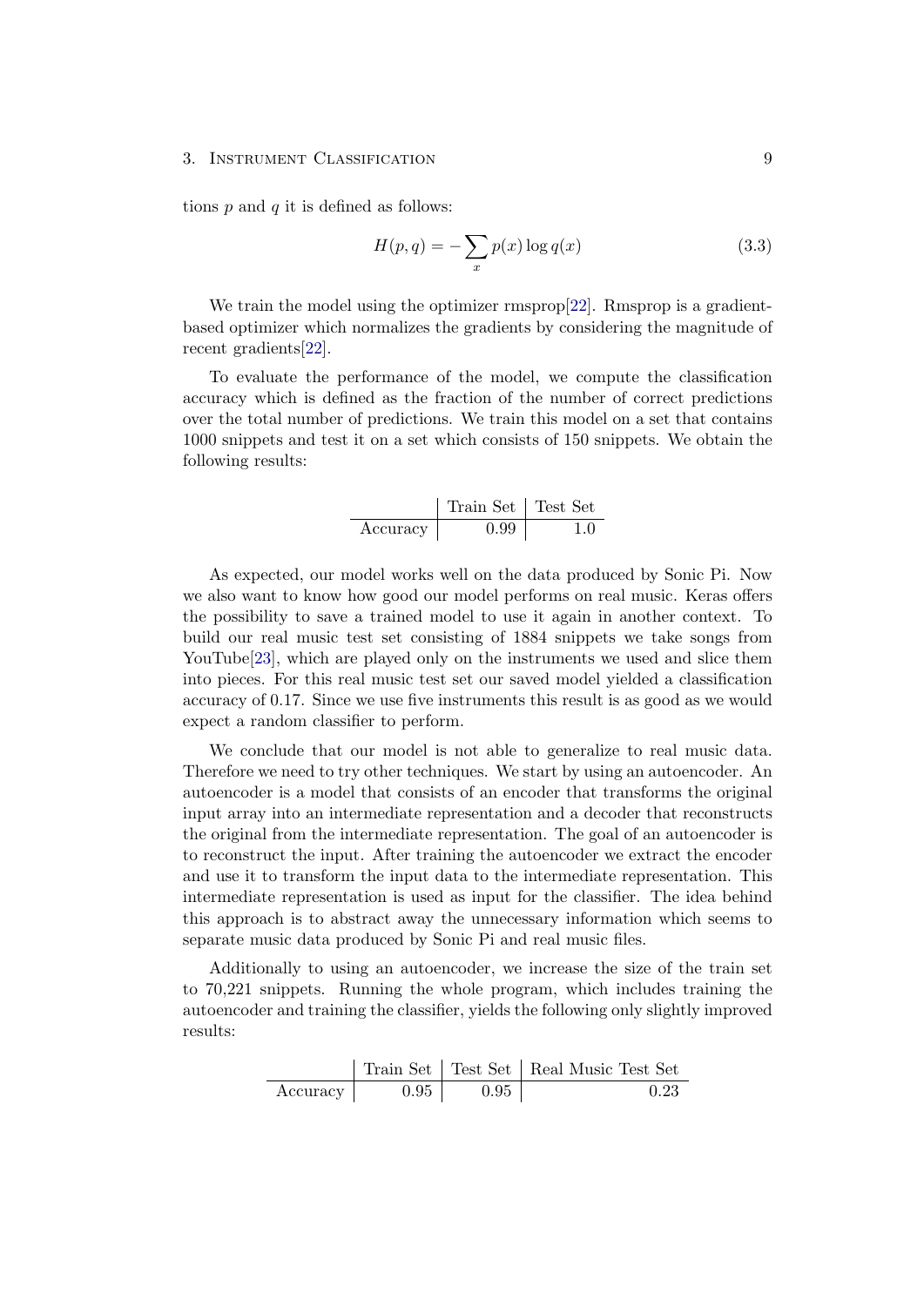tions $p$ and $q$ it is defined as follows:

$$H(p,q) = -\sum_{x} p(x) \log q(x) \tag{3.3}$$

We train the model using the optimizer rmsprop[22]. Rmsprop is a gradient-based optimizer which normalizes the gradients by considering the magnitude of recent gradients[22].

To evaluate the performance of the model, we compute the classification accuracy which is defined as the fraction of the number of correct predictions over the total number of predictions. We train this model on a set that contains 1000 snippets and test it on a set which consists of 150 snippets. We obtain the following results:

| | Train Set | Test Set |
|---|---|---|
| Accuracy | 0.99 | 1.0 |

As expected, our model works well on the data produced by Sonic Pi. Now we also want to know how good our model performs on real music. Keras offers the possibility to save a trained model to use it again in another context. To build our real music test set consisting of 1884 snippets we take songs from YouTube[23], which are played only on the instruments we used and slice them into pieces. For this real music test set our saved model yielded a classification accuracy of 0.17. Since we use five instruments this result is as good as we would expect a random classifier to perform.

We conclude that our model is not able to generalize to real music data. Therefore we need to try other techniques. We start by using an autoencoder. An autoencoder is a model that consists of an encoder that transforms the original input array into an intermediate representation and a decoder that reconstructs the original from the intermediate representation. The goal of an autoencoder is to reconstruct the input. After training the autoencoder we extract the encoder and use it to transform the input data to the intermediate representation. This intermediate representation is used as input for the classifier. The idea behind this approach is to abstract away the unnecessary information which seems to separate music data produced by Sonic Pi and real music files.

Additionally to using an autoencoder, we increase the size of the train set to 70,221 snippets. Running the whole program, which includes training the autoencoder and training the classifier, yields the following only slightly improved results:

| | Train Set | Test Set | Real Music Test Set |
|---|---|---|---|
| Accuracy | 0.95 | 0.95 | 0.23 |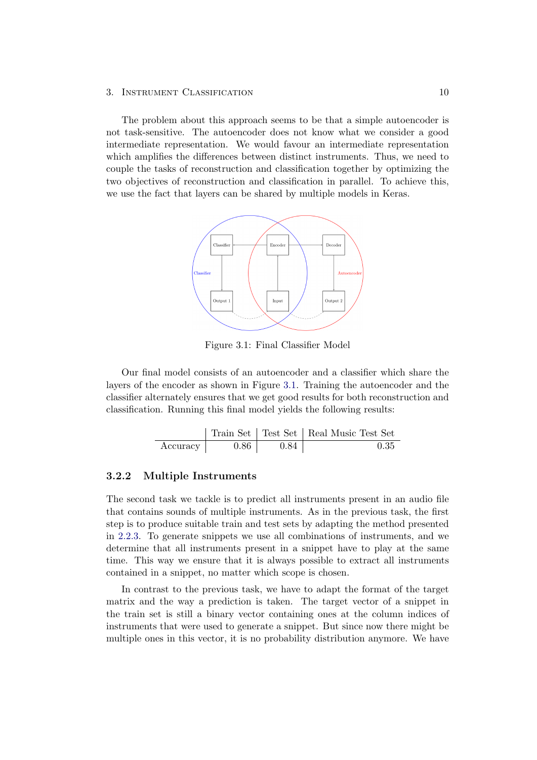The problem about this approach seems to be that a simple autoencoder is not task-sensitive. The autoencoder does not know what we consider a good intermediate representation. We would favour an intermediate representation which amplifies the differences between distinct instruments. Thus, we need to couple the tasks of reconstruction and classification together by optimizing the two objectives of reconstruction and classification in parallel. To achieve this, we use the fact that layers can be shared by multiple models in Keras.

Figure 3.1: Final Classifier Model

Our final model consists of an autoencoder and a classifier which share the layers of the encoder as shown in Figure 3.1. Training the autoencoder and the classifier alternately ensures that we get good results for both reconstruction and classification. Running this final model yields the following results:

| | Train Set | Test Set | Real Music Test Set |
|---|---|---|---|
| Accuracy | 0.86 | 0.84 | 0.35 |

### 3.2.2 Multiple Instruments

The second task we tackle is to predict all instruments present in an audio file that contains sounds of multiple instruments. As in the previous task, the first step is to produce suitable train and test sets by adapting the method presented in 2.2.3. To generate snippets we use all combinations of instruments, and we determine that all instruments present in a snippet have to play at the same time. This way we ensure that it is always possible to extract all instruments contained in a snippet, no matter which scope is chosen.

In contrast to the previous task, we have to adapt the format of the target matrix and the way a prediction is taken. The target vector of a snippet in the train set is still a binary vector containing ones at the column indices of instruments that were used to generate a snippet. But since now there might be multiple ones in this vector, it is no probability distribution anymore. We have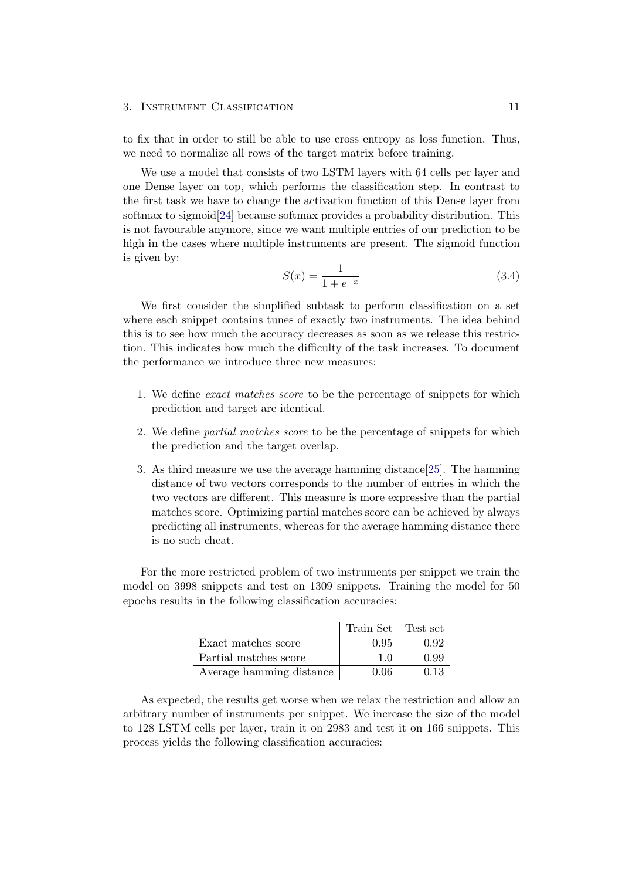to fix that in order to still be able to use cross entropy as loss function. Thus, we need to normalize all rows of the target matrix before training.

We use a model that consists of two LSTM layers with 64 cells per layer and one Dense layer on top, which performs the classification step. In contrast to the first task we have to change the activation function of this Dense layer from softmax to sigmoid[24] because softmax provides a probability distribution. This is not favourable anymore, since we want multiple entries of our prediction to be high in the cases where multiple instruments are present. The sigmoid function is given by:

$$S(x) = \frac{1}{1+e^{-x}} \tag{3.4}$$

We first consider the simplified subtask to perform classification on a set where each snippet contains tunes of exactly two instruments. The idea behind this is to see how much the accuracy decreases as soon as we release this restriction. This indicates how much the difficulty of the task increases. To document the performance we introduce three new measures:

1. We define *exact matches score* to be the percentage of snippets for which prediction and target are identical.
2. We define *partial matches score* to be the percentage of snippets for which the prediction and the target overlap.
3. As third measure we use the average hamming distance[25]. The hamming distance of two vectors corresponds to the number of entries in which the two vectors are different. This measure is more expressive than the partial matches score. Optimizing partial matches score can be achieved by always predicting all instruments, whereas for the average hamming distance there is no such cheat.

For the more restricted problem of two instruments per snippet we train the model on 3998 snippets and test on 1309 snippets. Training the model for 50 epochs results in the following classification accuracies:

| | Train Set | Test set |
|---|---|---|
| Exact matches score | 0.95 | 0.92 |
| Partial matches score | 1.0 | 0.99 |
| Average hamming distance | 0.06 | 0.13 |

As expected, the results get worse when we relax the restriction and allow an arbitrary number of instruments per snippet. We increase the size of the model to 128 LSTM cells per layer, train it on 2983 and test it on 166 snippets. This process yields the following classification accuracies: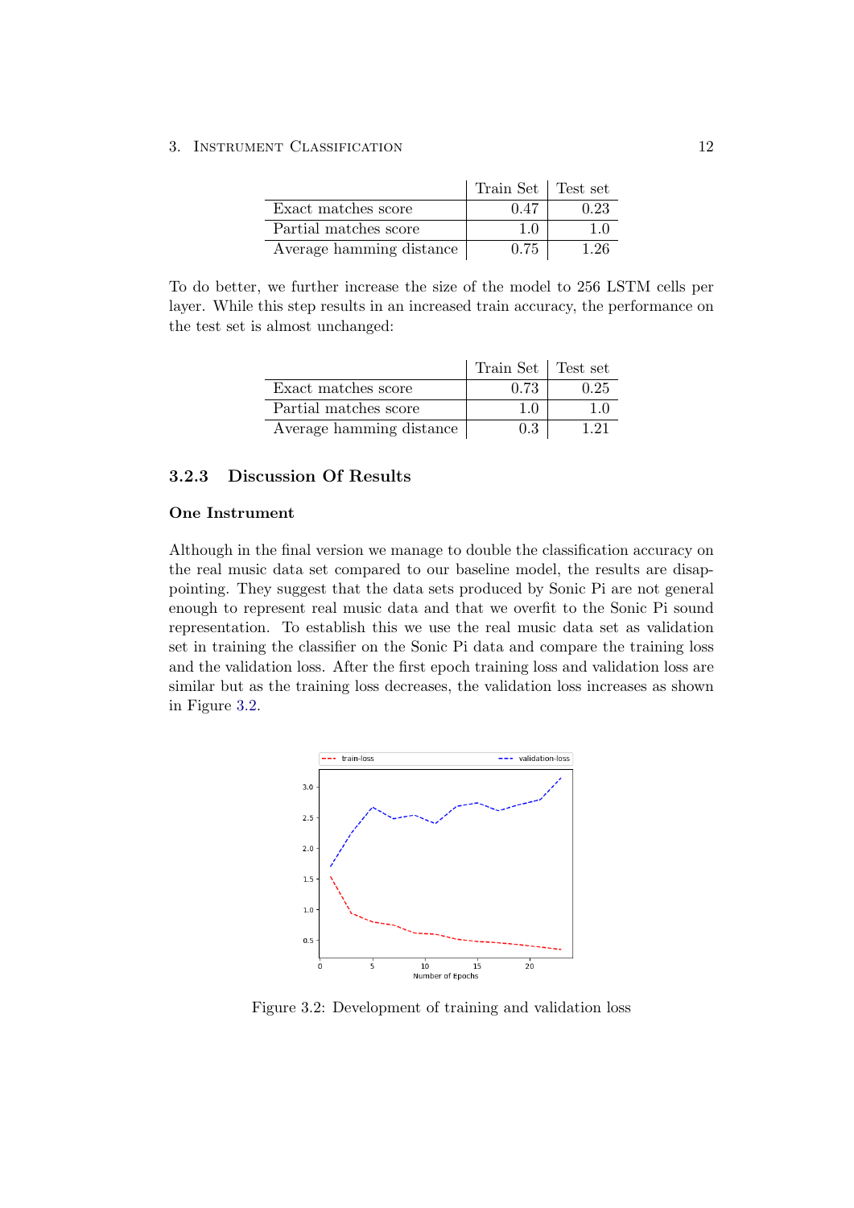| | Train Set | Test set |
|---|---|---|
| Exact matches score | 0.47 | 0.23 |
| Partial matches score | 1.0 | 1.0 |
| Average hamming distance | 0.75 | 1.26 |

To do better, we further increase the size of the model to 256 LSTM cells per layer. While this step results in an increased train accuracy, the performance on the test set is almost unchanged:

| | Train Set | Test set |
|---|---|---|
| Exact matches score | 0.73 | 0.25 |
| Partial matches score | 1.0 | 1.0 |
| Average hamming distance | 0.3 | 1.21 |

### 3.2.3 Discussion Of Results

#### One Instrument

Although in the final version we manage to double the classification accuracy on the real music data set compared to our baseline model, the results are disappointing. They suggest that the data sets produced by Sonic Pi are not general enough to represent real music data and that we overfit to the Sonic Pi sound representation. To establish this we use the real music data set as validation set in training the classifier on the Sonic Pi data and compare the training loss and the validation loss. After the first epoch training loss and validation loss are similar but as the training loss decreases, the validation loss increases as shown in Figure 3.2.

Figure 3.2: Development of training and validation loss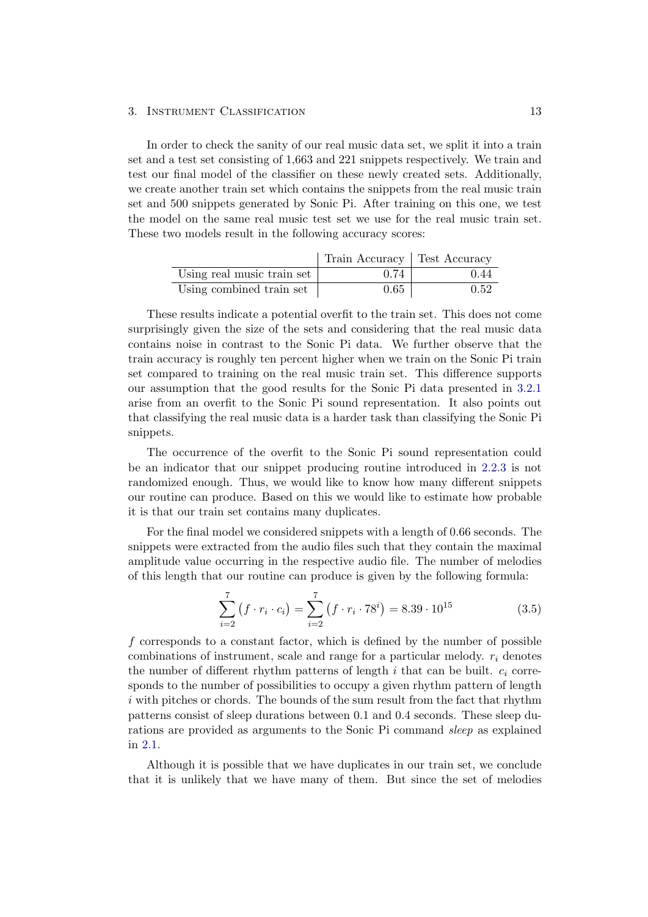In order to check the sanity of our real music data set, we split it into a train set and a test set consisting of 1,663 and 221 snippets respectively. We train and test our final model of the classifier on these newly created sets. Additionally, we create another train set which contains the snippets from the real music train set and 500 snippets generated by Sonic Pi. After training on this one, we test the model on the same real music test set we use for the real music train set. These two models result in the following accuracy scores:

| | Train Accuracy | Test Accuracy |
|---|---|---|
| Using real music train set | 0.74 | 0.44 |
| Using combined train set | 0.65 | 0.52 |

These results indicate a potential overfit to the train set. This does not come surprisingly given the size of the sets and considering that the real music data contains noise in contrast to the Sonic Pi data. We further observe that the train accuracy is roughly ten percent higher when we train on the Sonic Pi train set compared to training on the real music train set. This difference supports our assumption that the good results for the Sonic Pi data presented in 3.2.1 arise from an overfit to the Sonic Pi sound representation. It also points out that classifying the real music data is a harder task than classifying the Sonic Pi snippets.

The occurrence of the overfit to the Sonic Pi sound representation could be an indicator that our snippet producing routine introduced in 2.2.3 is not randomized enough. Thus, we would like to know how many different snippets our routine can produce. Based on this we would like to estimate how probable it is that our train set contains many duplicates.

For the final model we considered snippets with a length of 0.66 seconds. The snippets were extracted from the audio files such that they contain the maximal amplitude value occurring in the respective audio file. The number of melodies of this length that our routine can produce is given by the following formula:

$$\sum_{i=2}^{7} \left(f \cdot r_i \cdot c_i\right) = \sum_{i=2}^{7} \left(f \cdot r_i \cdot 78^i\right) = 8.39 \cdot 10^{15} \tag{3.5}$$

$f$ corresponds to a constant factor, which is defined by the number of possible combinations of instrument, scale and range for a particular melody. $r_i$ denotes the number of different rhythm patterns of length $i$ that can be built. $c_i$ corresponds to the number of possibilities to occupy a given rhythm pattern of length $i$ with pitches or chords. The bounds of the sum result from the fact that rhythm patterns consist of sleep durations between 0.1 and 0.4 seconds. These sleep durations are provided as arguments to the Sonic Pi command *sleep* as explained in 2.1.

Although it is possible that we have duplicates in our train set, we conclude that it is unlikely that we have many of them. But since the set of melodies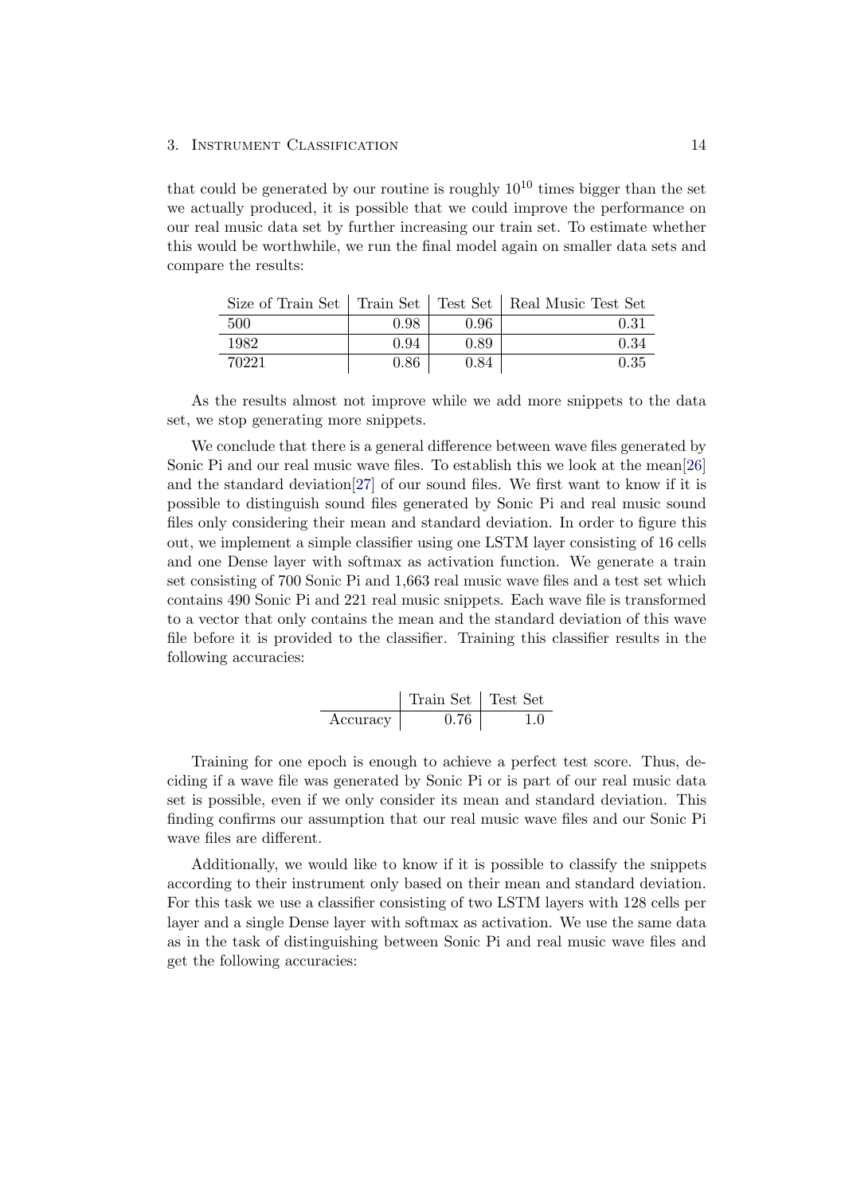that could be generated by our routine is roughly $10^{10}$ times bigger than the set we actually produced, it is possible that we could improve the performance on our real music data set by further increasing our train set. To estimate whether this would be worthwhile, we run the final model again on smaller data sets and compare the results:

| Size of Train Set | Train Set | Test Set | Real Music Test Set |
|---|---|---|---|
| 500 | 0.98 | 0.96 | 0.31 |
| 1982 | 0.94 | 0.89 | 0.34 |
| 70221 | 0.86 | 0.84 | 0.35 |

As the results almost not improve while we add more snippets to the data set, we stop generating more snippets.

We conclude that there is a general difference between wave files generated by Sonic Pi and our real music wave files. To establish this we look at the mean[26] and the standard deviation[27] of our sound files. We first want to know if it is possible to distinguish sound files generated by Sonic Pi and real music sound files only considering their mean and standard deviation. In order to figure this out, we implement a simple classifier using one LSTM layer consisting of 16 cells and one Dense layer with softmax as activation function. We generate a train set consisting of 700 Sonic Pi and 1,663 real music wave files and a test set which contains 490 Sonic Pi and 221 real music snippets. Each wave file is transformed to a vector that only contains the mean and the standard deviation of this wave file before it is provided to the classifier. Training this classifier results in the following accuracies:

| | Train Set | Test Set |
|---|---|---|
| Accuracy | 0.76 | 1.0 |

Training for one epoch is enough to achieve a perfect test score. Thus, deciding if a wave file was generated by Sonic Pi or is part of our real music data set is possible, even if we only consider its mean and standard deviation. This finding confirms our assumption that our real music wave files and our Sonic Pi wave files are different.

Additionally, we would like to know if it is possible to classify the snippets according to their instrument only based on their mean and standard deviation. For this task we use a classifier consisting of two LSTM layers with 128 cells per layer and a single Dense layer with softmax as activation. We use the same data as in the task of distinguishing between Sonic Pi and real music wave files and get the following accuracies: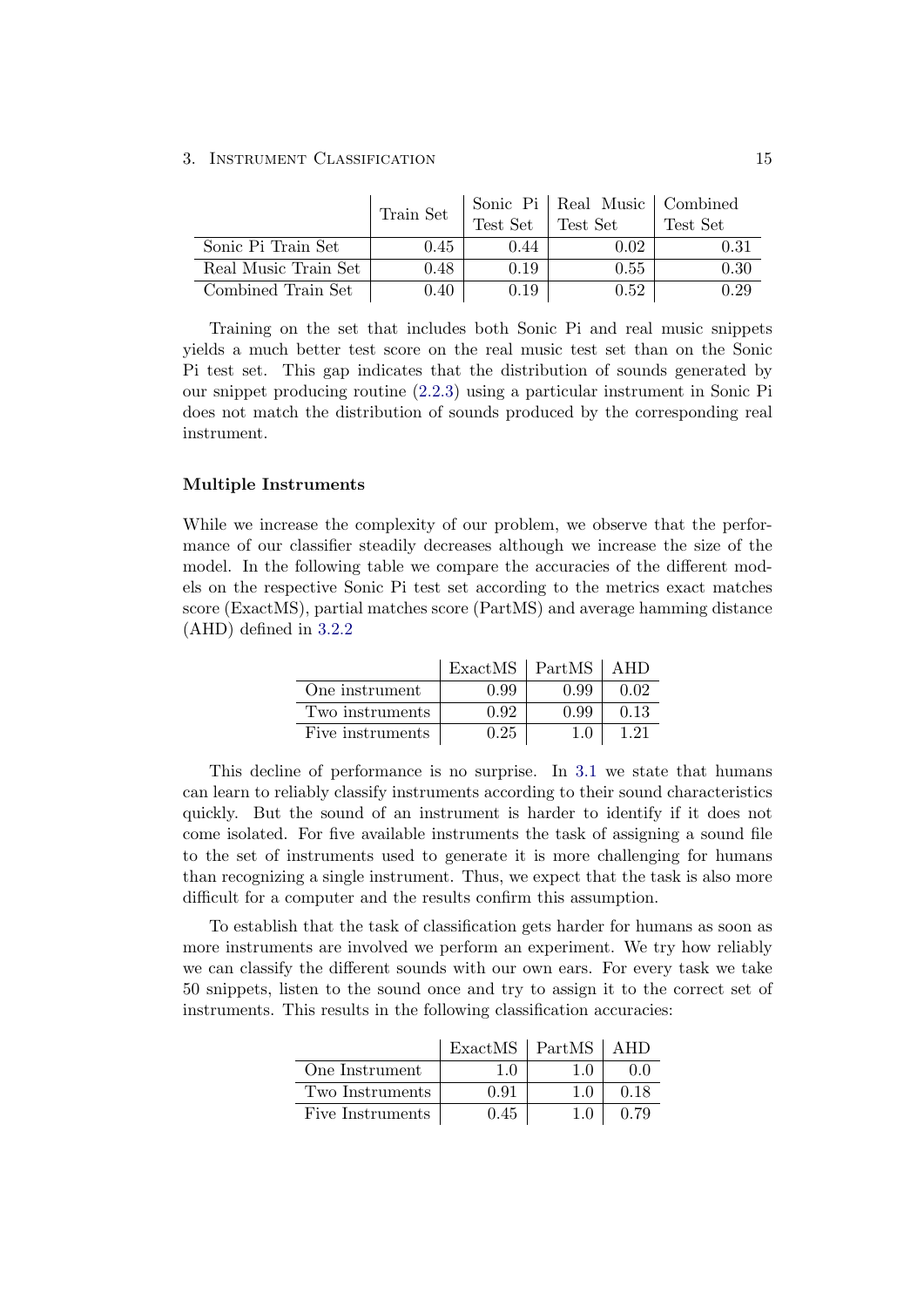| | Train Set | Sonic Pi Test Set | Real Music Test Set | Combined Test Set |
|---|---|---|---|---|
| Sonic Pi Train Set | 0.45 | 0.44 | 0.02 | 0.31 |
| Real Music Train Set | 0.48 | 0.19 | 0.55 | 0.30 |
| Combined Train Set | 0.40 | 0.19 | 0.52 | 0.29 |

Training on the set that includes both Sonic Pi and real music snippets yields a much better test score on the real music test set than on the Sonic Pi test set. This gap indicates that the distribution of sounds generated by our snippet producing routine (2.2.3) using a particular instrument in Sonic Pi does not match the distribution of sounds produced by the corresponding real instrument.

#### Multiple Instruments

While we increase the complexity of our problem, we observe that the performance of our classifier steadily decreases although we increase the size of the model. In the following table we compare the accuracies of the different models on the respective Sonic Pi test set according to the metrics exact matches score (ExactMS), partial matches score (PartMS) and average hamming distance (AHD) defined in 3.2.2

| | ExactMS | PartMS | AHD |
|---|---|---|---|
| One instrument | 0.99 | 0.99 | 0.02 |
| Two instruments | 0.92 | 0.99 | 0.13 |
| Five instruments | 0.25 | 1.0 | 1.21 |

This decline of performance is no surprise. In 3.1 we state that humans can learn to reliably classify instruments according to their sound characteristics quickly. But the sound of an instrument is harder to identify if it does not come isolated. For five available instruments the task of assigning a sound file to the set of instruments used to generate it is more challenging for humans than recognizing a single instrument. Thus, we expect that the task is also more difficult for a computer and the results confirm this assumption.

To establish that the task of classification gets harder for humans as soon as more instruments are involved we perform an experiment. We try how reliably we can classify the different sounds with our own ears. For every task we take 50 snippets, listen to the sound once and try to assign it to the correct set of instruments. This results in the following classification accuracies:

| | ExactMS | PartMS | AHD |
|---|---|---|---|
| One Instrument | 1.0 | 1.0 | 0.0 |
| Two Instruments | 0.91 | 1.0 | 0.18 |
| Five Instruments | 0.45 | 1.0 | 0.79 |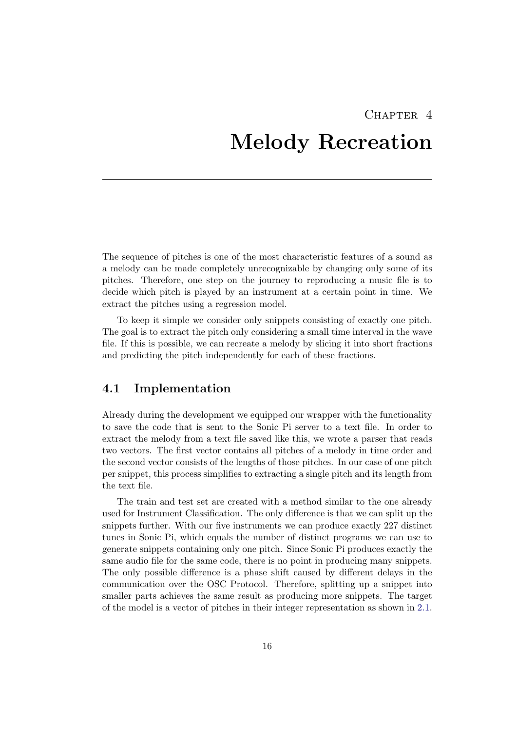# Chapter 4
# Melody Recreation

The sequence of pitches is one of the most characteristic features of a sound as a melody can be made completely unrecognizable by changing only some of its pitches. Therefore, one step on the journey to reproducing a music file is to decide which pitch is played by an instrument at a certain point in time. We extract the pitches using a regression model.

To keep it simple we consider only snippets consisting of exactly one pitch. The goal is to extract the pitch only considering a small time interval in the wave file. If this is possible, we can recreate a melody by slicing it into short fractions and predicting the pitch independently for each of these fractions.

## 4.1 Implementation

Already during the development we equipped our wrapper with the functionality to save the code that is sent to the Sonic Pi server to a text file. In order to extract the melody from a text file saved like this, we wrote a parser that reads two vectors. The first vector contains all pitches of a melody in time order and the second vector consists of the lengths of those pitches. In our case of one pitch per snippet, this process simplifies to extracting a single pitch and its length from the text file.

The train and test set are created with a method similar to the one already used for Instrument Classification. The only difference is that we can split up the snippets further. With our five instruments we can produce exactly 227 distinct tunes in Sonic Pi, which equals the number of distinct programs we can use to generate snippets containing only one pitch. Since Sonic Pi produces exactly the same audio file for the same code, there is no point in producing many snippets. The only possible difference is a phase shift caused by different delays in the communication over the OSC Protocol. Therefore, splitting up a snippet into smaller parts achieves the same result as producing more snippets. The target of the model is a vector of pitches in their integer representation as shown in 2.1.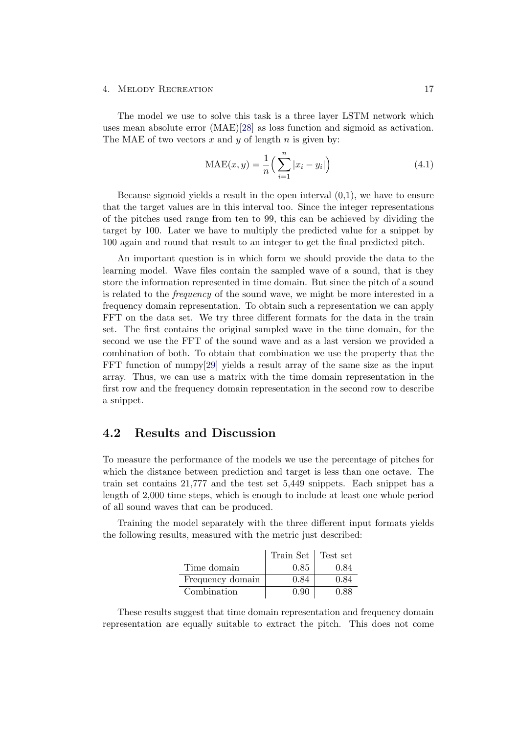The model we use to solve this task is a three layer LSTM network which uses mean absolute error (MAE)[28] as loss function and sigmoid as activation. The MAE of two vectors $x$ and $y$ of length $n$ is given by:

$$\mathrm{MAE}(x, y) = \frac{1}{n}\Big(\sum_{i=1}^{n} |x_i - y_i|\Big) \tag{4.1}$$

Because sigmoid yields a result in the open interval (0,1), we have to ensure that the target values are in this interval too. Since the integer representations of the pitches used range from ten to 99, this can be achieved by dividing the target by 100. Later we have to multiply the predicted value for a snippet by 100 again and round that result to an integer to get the final predicted pitch.

An important question is in which form we should provide the data to the learning model. Wave files contain the sampled wave of a sound, that is they store the information represented in time domain. But since the pitch of a sound is related to the *frequency* of the sound wave, we might be more interested in a frequency domain representation. To obtain such a representation we can apply FFT on the data set. We try three different formats for the data in the train set. The first contains the original sampled wave in the time domain, for the second we use the FFT of the sound wave and as a last version we provided a combination of both. To obtain that combination we use the property that the FFT function of numpy[29] yields a result array of the same size as the input array. Thus, we can use a matrix with the time domain representation in the first row and the frequency domain representation in the second row to describe a snippet.

## 4.2 Results and Discussion

To measure the performance of the models we use the percentage of pitches for which the distance between prediction and target is less than one octave. The train set contains 21,777 and the test set 5,449 snippets. Each snippet has a length of 2,000 time steps, which is enough to include at least one whole period of all sound waves that can be produced.

Training the model separately with the three different input formats yields the following results, measured with the metric just described:

| | Train Set | Test set |
|---|---|---|
| Time domain | 0.85 | 0.84 |
| Frequency domain | 0.84 | 0.84 |
| Combination | 0.90 | 0.88 |

These results suggest that time domain representation and frequency domain representation are equally suitable to extract the pitch. This does not come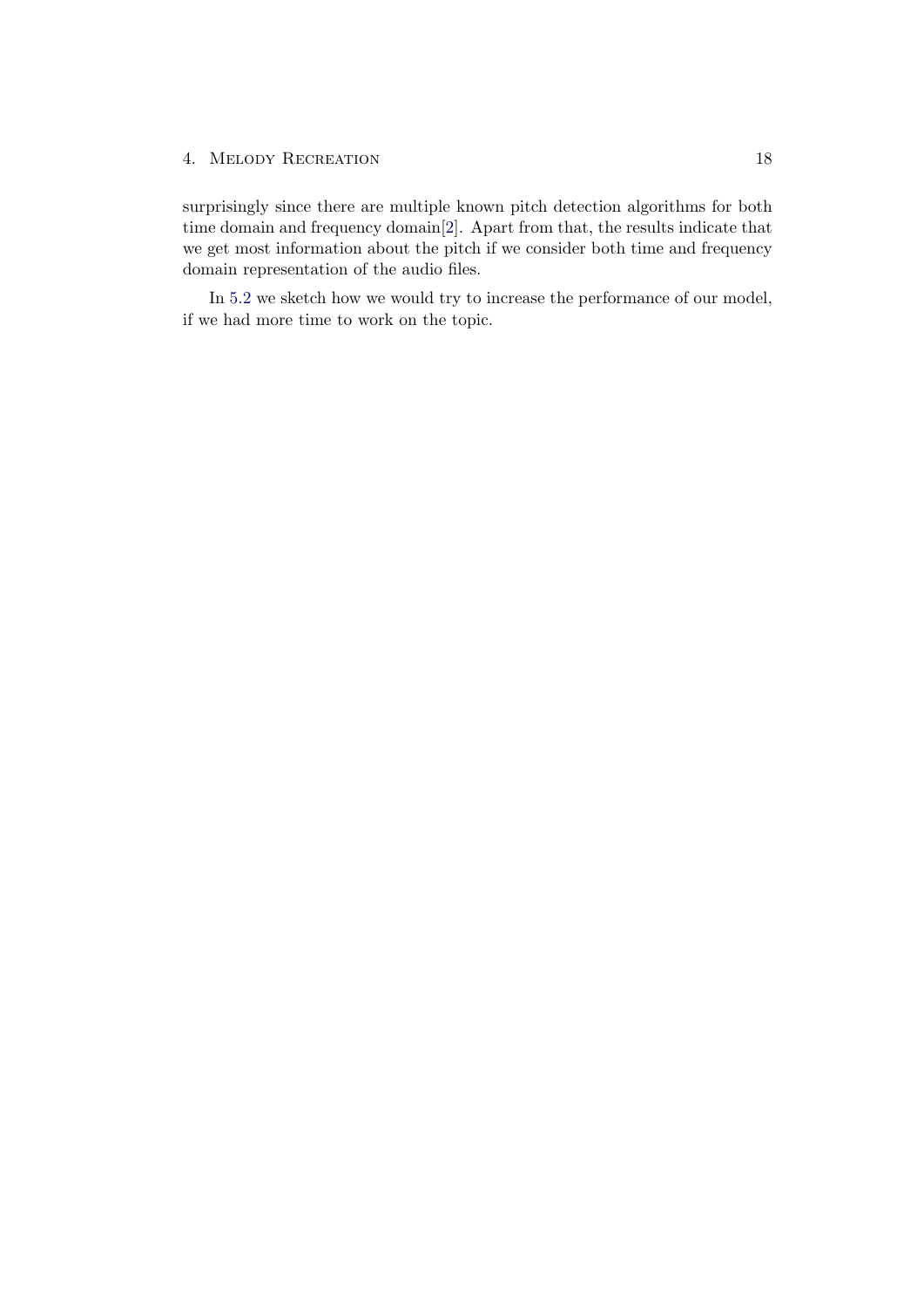surprisingly since there are multiple known pitch detection algorithms for both time domain and frequency domain[2]. Apart from that, the results indicate that we get most information about the pitch if we consider both time and frequency domain representation of the audio files.

In 5.2 we sketch how we would try to increase the performance of our model, if we had more time to work on the topic.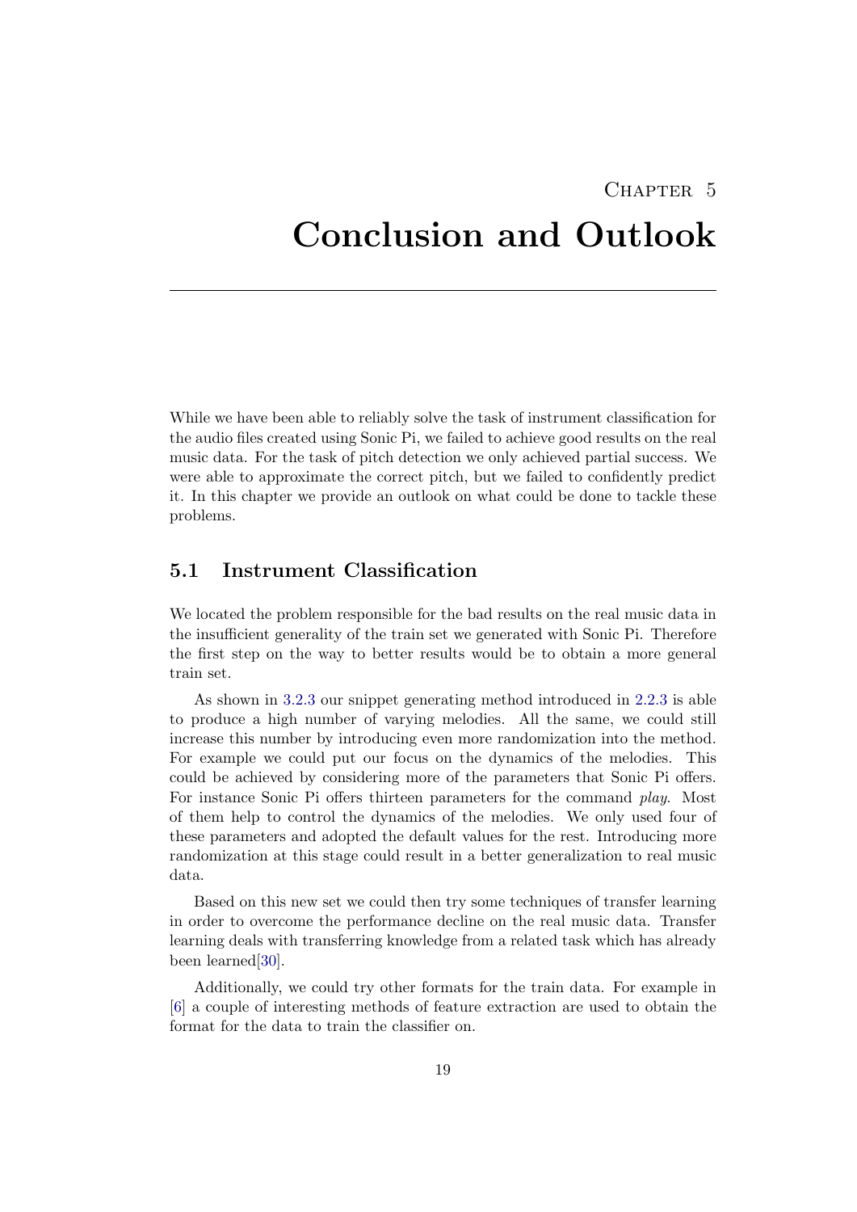# Chapter 5

# Conclusion and Outlook

While we have been able to reliably solve the task of instrument classification for the audio files created using Sonic Pi, we failed to achieve good results on the real music data. For the task of pitch detection we only achieved partial success. We were able to approximate the correct pitch, but we failed to confidently predict it. In this chapter we provide an outlook on what could be done to tackle these problems.

## 5.1 Instrument Classification

We located the problem responsible for the bad results on the real music data in the insufficient generality of the train set we generated with Sonic Pi. Therefore the first step on the way to better results would be to obtain a more general train set.

As shown in 3.2.3 our snippet generating method introduced in 2.2.3 is able to produce a high number of varying melodies. All the same, we could still increase this number by introducing even more randomization into the method. For example we could put our focus on the dynamics of the melodies. This could be achieved by considering more of the parameters that Sonic Pi offers. For instance Sonic Pi offers thirteen parameters for the command *play*. Most of them help to control the dynamics of the melodies. We only used four of these parameters and adopted the default values for the rest. Introducing more randomization at this stage could result in a better generalization to real music data.

Based on this new set we could then try some techniques of transfer learning in order to overcome the performance decline on the real music data. Transfer learning deals with transferring knowledge from a related task which has already been learned[30].

Additionally, we could try other formats for the train data. For example in [6] a couple of interesting methods of feature extraction are used to obtain the format for the data to train the classifier on.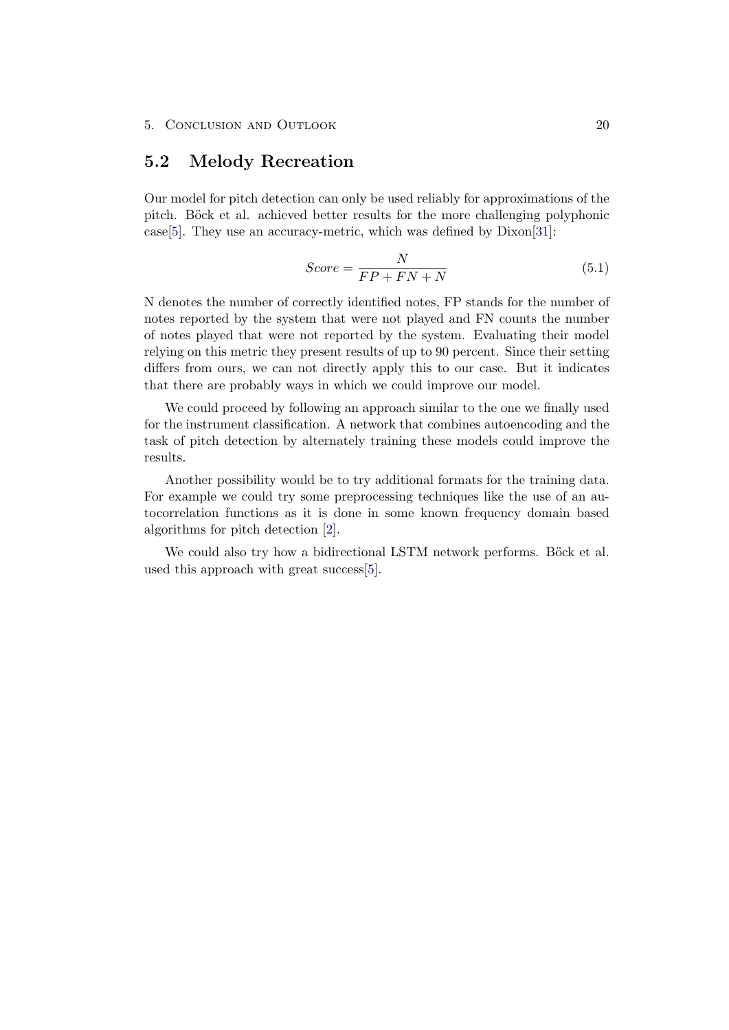## 5.2 Melody Recreation

Our model for pitch detection can only be used reliably for approximations of the pitch. Böck et al. achieved better results for the more challenging polyphonic case[5]. They use an accuracy-metric, which was defined by Dixon[31]:

$$Score = \frac{N}{FP + FN + N} \tag{5.1}$$

N denotes the number of correctly identified notes, FP stands for the number of notes reported by the system that were not played and FN counts the number of notes played that were not reported by the system. Evaluating their model relying on this metric they present results of up to 90 percent. Since their setting differs from ours, we can not directly apply this to our case. But it indicates that there are probably ways in which we could improve our model.

We could proceed by following an approach similar to the one we finally used for the instrument classification. A network that combines autoencoding and the task of pitch detection by alternately training these models could improve the results.

Another possibility would be to try additional formats for the training data. For example we could try some preprocessing techniques like the use of an autocorrelation functions as it is done in some known frequency domain based algorithms for pitch detection [2].

We could also try how a bidirectional LSTM network performs. Böck et al. used this approach with great success[5].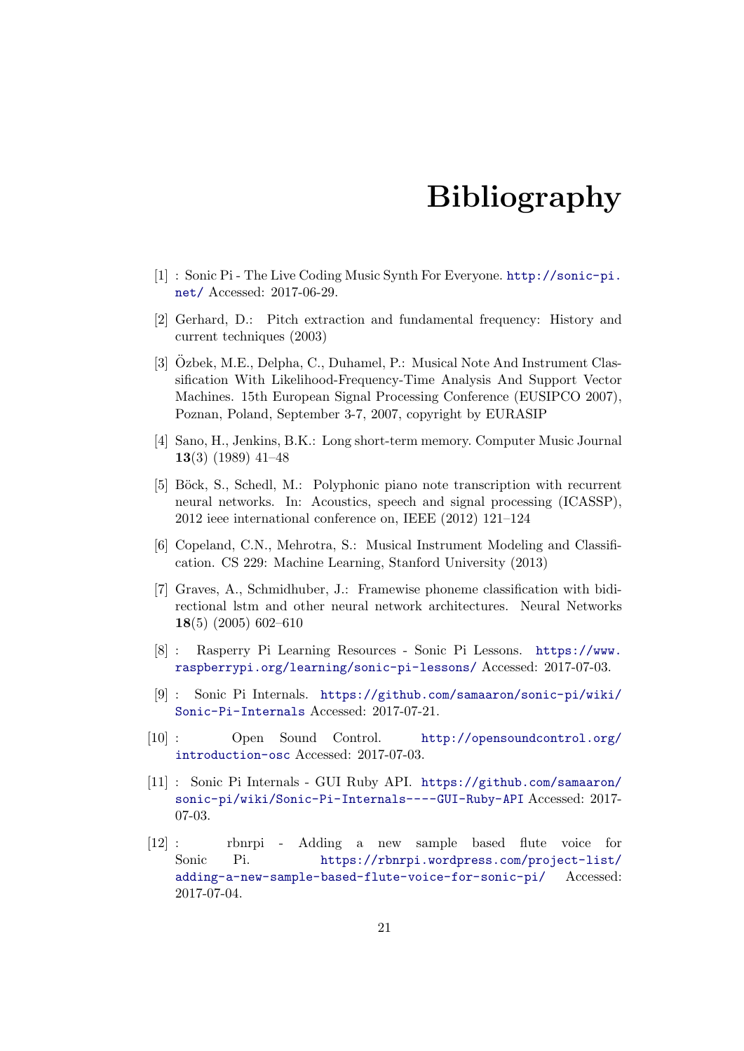# Bibliography

[1] : Sonic Pi - The Live Coding Music Synth For Everyone. http://sonic-pi.net/ Accessed: 2017-06-29.

[2] Gerhard, D.: Pitch extraction and fundamental frequency: History and current techniques (2003)

[3] Özbek, M.E., Delpha, C., Duhamel, P.: Musical Note And Instrument Classification With Likelihood-Frequency-Time Analysis And Support Vector Machines. 15th European Signal Processing Conference (EUSIPCO 2007), Poznan, Poland, September 3-7, 2007, copyright by EURASIP

[4] Sano, H., Jenkins, B.K.: Long short-term memory. Computer Music Journal **13**(3) (1989) 41–48

[5] Böck, S., Schedl, M.: Polyphonic piano note transcription with recurrent neural networks. In: Acoustics, speech and signal processing (ICASSP), 2012 ieee international conference on, IEEE (2012) 121–124

[6] Copeland, C.N., Mehrotra, S.: Musical Instrument Modeling and Classification. CS 229: Machine Learning, Stanford University (2013)

[7] Graves, A., Schmidhuber, J.: Framewise phoneme classification with bidirectional lstm and other neural network architectures. Neural Networks **18**(5) (2005) 602–610

[8] : Rasperry Pi Learning Resources - Sonic Pi Lessons. https://www.raspberrypi.org/learning/sonic-pi-lessons/ Accessed: 2017-07-03.

[9] : Sonic Pi Internals. https://github.com/samaaron/sonic-pi/wiki/Sonic-Pi-Internals Accessed: 2017-07-21.

[10] : Open Sound Control. http://opensoundcontrol.org/introduction-osc Accessed: 2017-07-03.

[11] : Sonic Pi Internals - GUI Ruby API. https://github.com/samaaron/sonic-pi/wiki/Sonic-Pi-Internals----GUI-Ruby-API Accessed: 2017-07-03.

[12] : rbnrpi - Adding a new sample based flute voice for Sonic Pi. https://rbnrpi.wordpress.com/project-list/adding-a-new-sample-based-flute-voice-for-sonic-pi/ Accessed: 2017-07-04.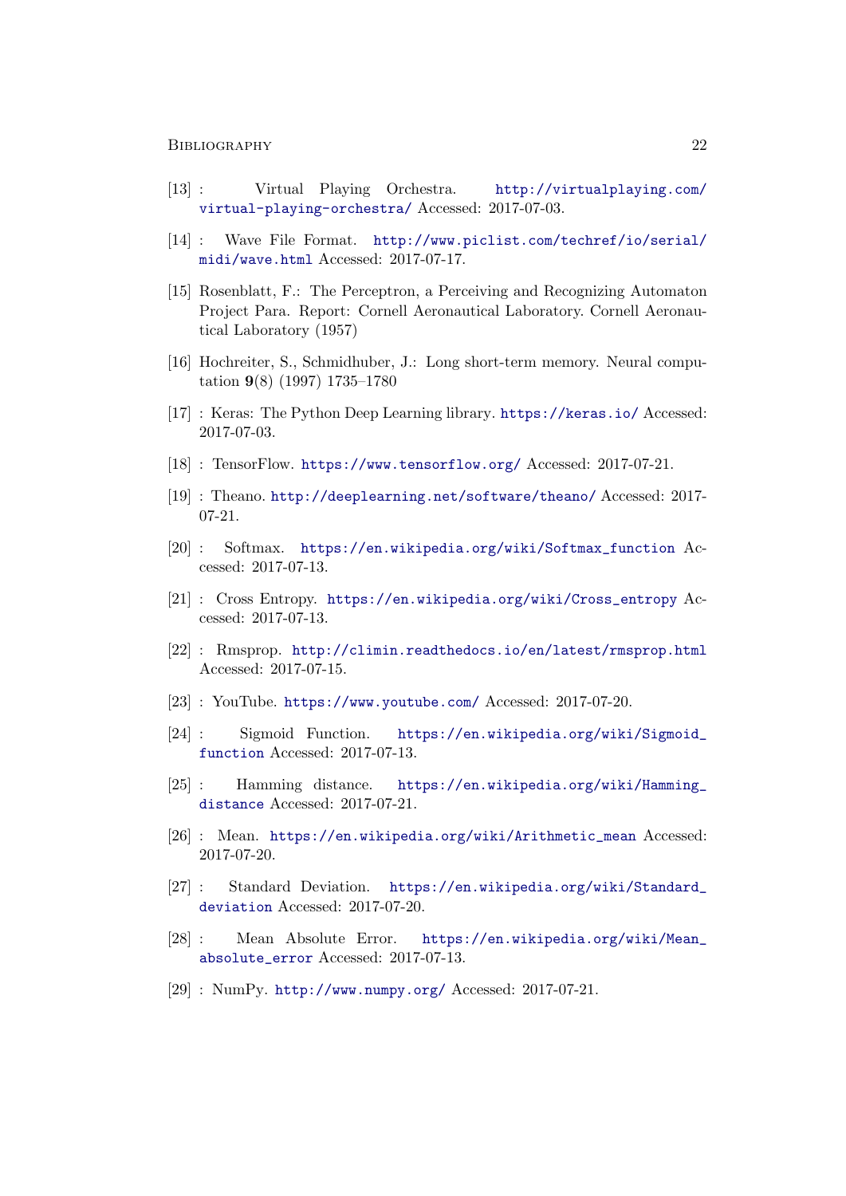[13] : Virtual Playing Orchestra. http://virtualplaying.com/virtual-playing-orchestra/ Accessed: 2017-07-03.

[14] : Wave File Format. http://www.piclist.com/techref/io/serial/midi/wave.html Accessed: 2017-07-17.

[15] Rosenblatt, F.: The Perceptron, a Perceiving and Recognizing Automaton Project Para. Report: Cornell Aeronautical Laboratory. Cornell Aeronautical Laboratory (1957)

[16] Hochreiter, S., Schmidhuber, J.: Long short-term memory. Neural computation **9**(8) (1997) 1735–1780

[17] : Keras: The Python Deep Learning library. https://keras.io/ Accessed: 2017-07-03.

[18] : TensorFlow. https://www.tensorflow.org/ Accessed: 2017-07-21.

[19] : Theano. http://deeplearning.net/software/theano/ Accessed: 2017-07-21.

[20] : Softmax. https://en.wikipedia.org/wiki/Softmax_function Accessed: 2017-07-13.

[21] : Cross Entropy. https://en.wikipedia.org/wiki/Cross_entropy Accessed: 2017-07-13.

[22] : Rmsprop. http://climin.readthedocs.io/en/latest/rmsprop.html Accessed: 2017-07-15.

[23] : YouTube. https://www.youtube.com/ Accessed: 2017-07-20.

[24] : Sigmoid Function. https://en.wikipedia.org/wiki/Sigmoid_function Accessed: 2017-07-13.

[25] : Hamming distance. https://en.wikipedia.org/wiki/Hamming_distance Accessed: 2017-07-21.

[26] : Mean. https://en.wikipedia.org/wiki/Arithmetic_mean Accessed: 2017-07-20.

[27] : Standard Deviation. https://en.wikipedia.org/wiki/Standard_deviation Accessed: 2017-07-20.

[28] : Mean Absolute Error. https://en.wikipedia.org/wiki/Mean_absolute_error Accessed: 2017-07-13.

[29] : NumPy. http://www.numpy.org/ Accessed: 2017-07-21.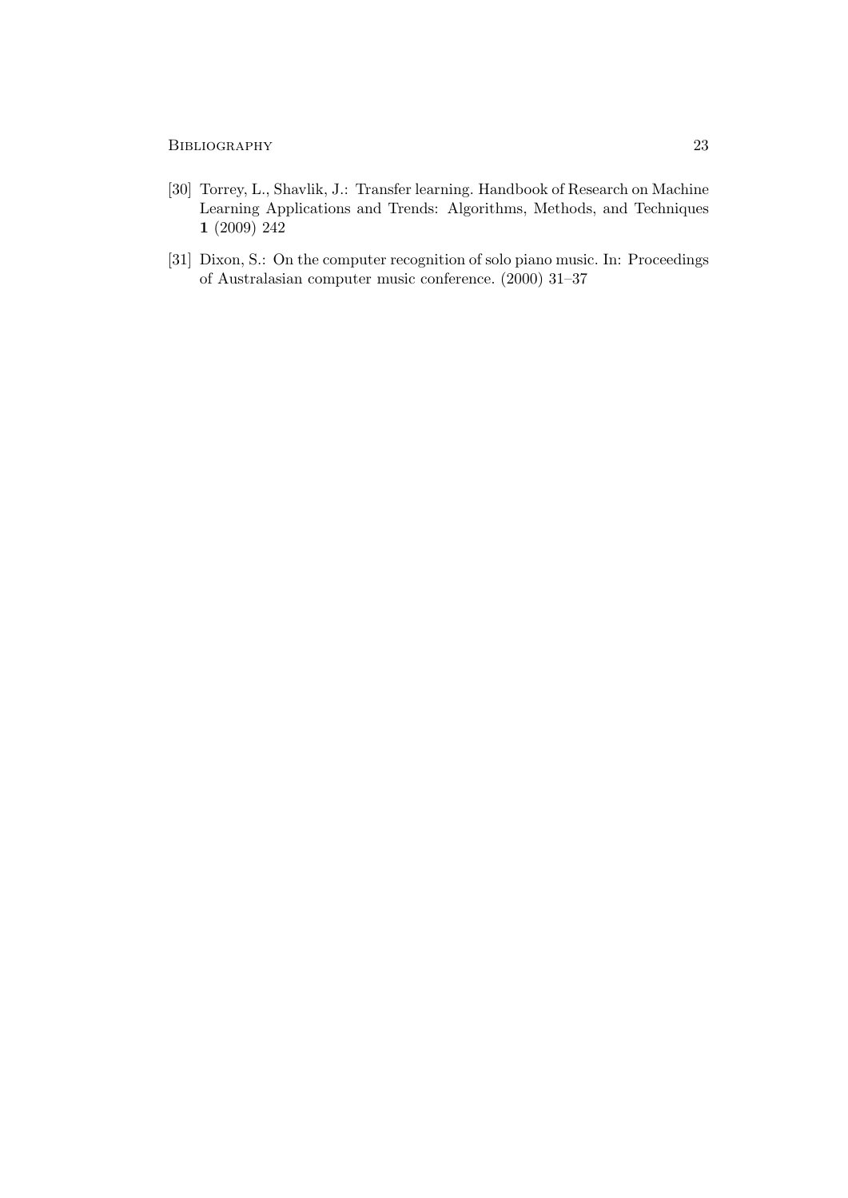[30] Torrey, L., Shavlik, J.: Transfer learning. Handbook of Research on Machine Learning Applications and Trends: Algorithms, Methods, and Techniques **1** (2009) 242

[31] Dixon, S.: On the computer recognition of solo piano music. In: Proceedings of Australasian computer music conference. (2000) 31–37